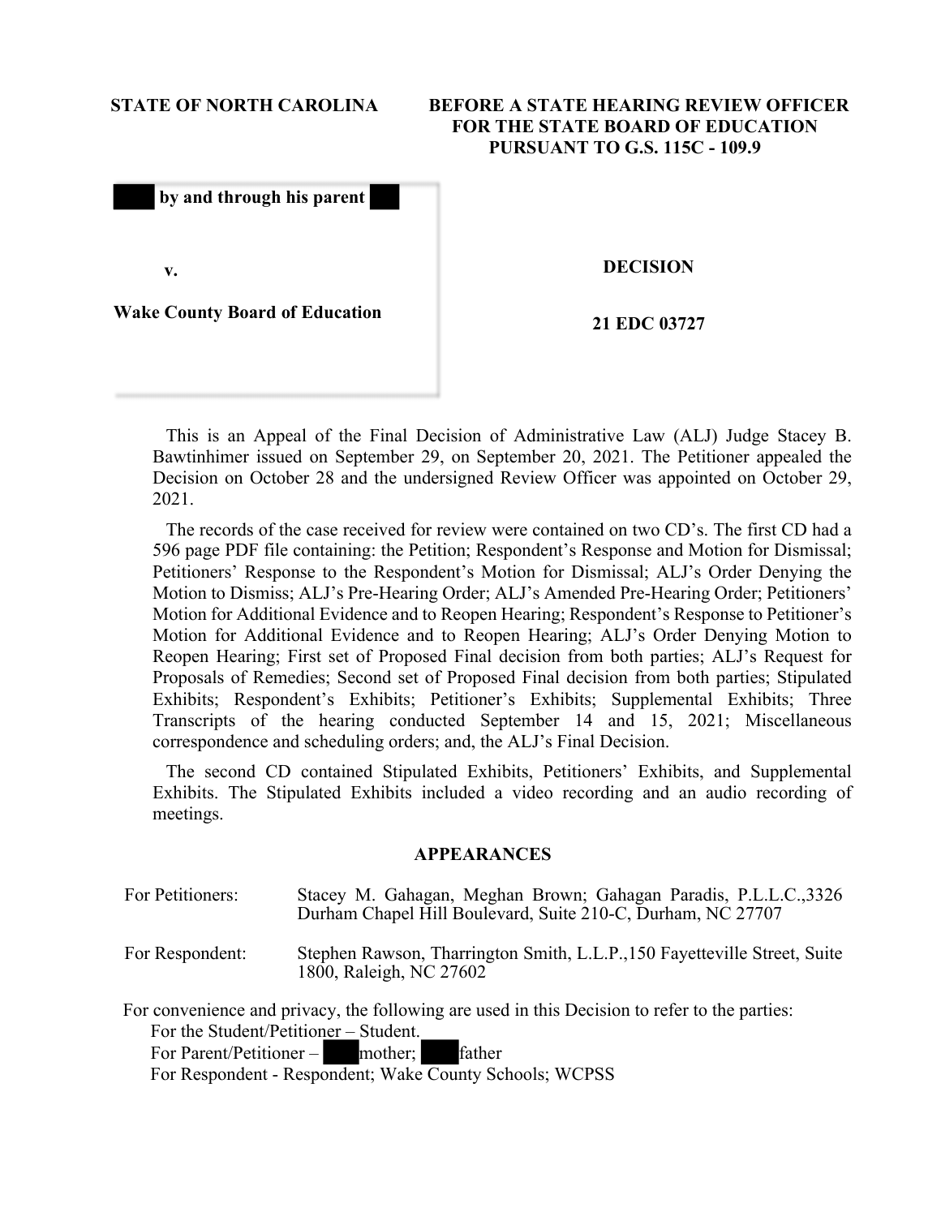**STATE OF NORTH CAROLINA**

**BEFORE A STATE HEARING REVIEW OFFICER FOR THE STATE BOARD OF EDUCATION PURSUANT TO G.S. 115C - 109.9**

**by and through his parent**

**v.**

**Wake County Board of Education**

**DECISION**

**21 EDC 03727**

This is an Appeal of the Final Decision of Administrative Law (ALJ) Judge Stacey B. Bawtinhimer issued on September 29, on September 20, 2021. The Petitioner appealed the Decision on October 28 and the undersigned Review Officer was appointed on October 29, 2021.

The records of the case received for review were contained on two CD's. The first CD had a 596 page PDF file containing: the Petition; Respondent's Response and Motion for Dismissal; Petitioners' Response to the Respondent's Motion for Dismissal; ALJ's Order Denying the Motion to Dismiss; ALJ's Pre-Hearing Order; ALJ's Amended Pre-Hearing Order; Petitioners' Motion for Additional Evidence and to Reopen Hearing; Respondent's Response to Petitioner's Motion for Additional Evidence and to Reopen Hearing; ALJ's Order Denying Motion to Reopen Hearing; First set of Proposed Final decision from both parties; ALJ's Request for Proposals of Remedies; Second set of Proposed Final decision from both parties; Stipulated Exhibits; Respondent's Exhibits; Petitioner's Exhibits; Supplemental Exhibits; Three Transcripts of the hearing conducted September 14 and 15, 2021; Miscellaneous correspondence and scheduling orders; and, the ALJ's Final Decision.

The second CD contained Stipulated Exhibits, Petitioners' Exhibits, and Supplemental Exhibits. The Stipulated Exhibits included a video recording and an audio recording of meetings.

## APPEARANCES

| | |
|---|---|
| For Petitioners: | Stacey M. Gahagan, Meghan Brown; Gahagan Paradis, P.L.L.C.,3326 Durham Chapel Hill Boulevard, Suite 210-C, Durham, NC 27707 |
| For Respondent: | Stephen Rawson, Tharrington Smith, L.L.P.,150 Fayetteville Street, Suite 1800, Raleigh, NC 27602 |

For convenience and privacy, the following are used in this Decision to refer to the parties:

For the Student/Petitioner – Student.
For Parent/Petitioner – mother; father
For Respondent - Respondent; Wake County Schools; WCPSS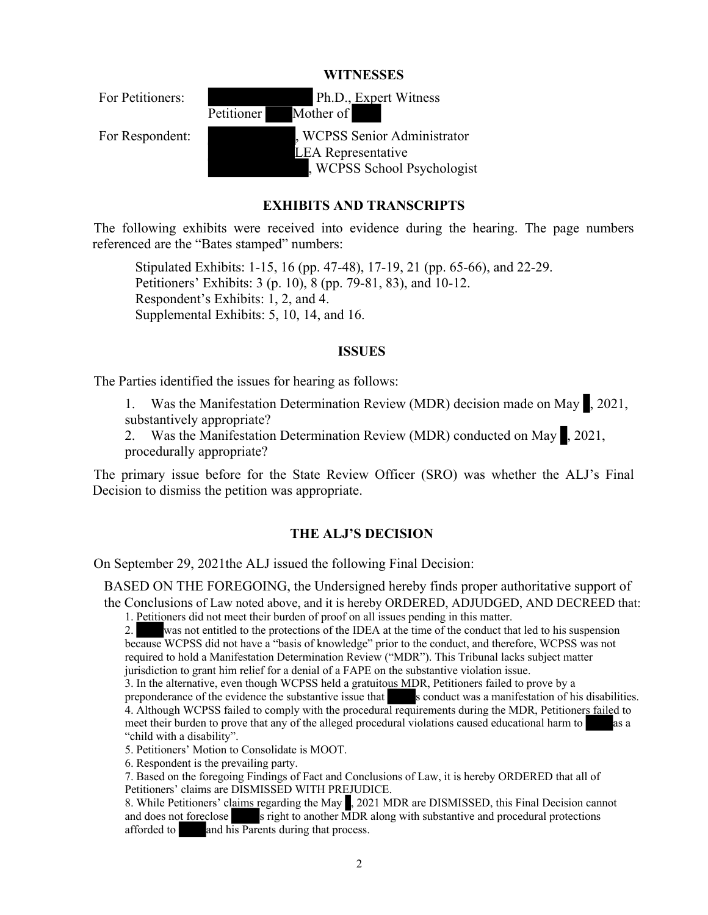## WITNESSES

For Petitioners: ███████ Ph.D., Expert Witness
Petitioner ███ Mother of ███

For Respondent: ███████, WCPSS Senior Administrator
███████ LEA Representative
███████, WCPSS School Psychologist

## EXHIBITS AND TRANSCRIPTS

The following exhibits were received into evidence during the hearing. The page numbers referenced are the "Bates stamped" numbers:

> Stipulated Exhibits: 1-15, 16 (pp. 47-48), 17-19, 21 (pp. 65-66), and 22-29.
> Petitioners' Exhibits: 3 (p. 10), 8 (pp. 79-81, 83), and 10-12.
> Respondent's Exhibits: 1, 2, and 4.
> Supplemental Exhibits: 5, 10, 14, and 16.

## ISSUES

The Parties identified the issues for hearing as follows:

1. Was the Manifestation Determination Review (MDR) decision made on May █, 2021, substantively appropriate?
2. Was the Manifestation Determination Review (MDR) conducted on May █, 2021, procedurally appropriate?

The primary issue before for the State Review Officer (SRO) was whether the ALJ's Final Decision to dismiss the petition was appropriate.

## THE ALJ'S DECISION

On September 29, 2021the ALJ issued the following Final Decision:

> BASED ON THE FOREGOING, the Undersigned hereby finds proper authoritative support of the Conclusions of Law noted above, and it is hereby ORDERED, ADJUDGED, AND DECREED that:
> 1. Petitioners did not meet their burden of proof on all issues pending in this matter.
> 2. ███ was not entitled to the protections of the IDEA at the time of the conduct that led to his suspension because WCPSS did not have a "basis of knowledge" prior to the conduct, and therefore, WCPSS was not required to hold a Manifestation Determination Review ("MDR"). This Tribunal lacks subject matter jurisdiction to grant him relief for a denial of a FAPE on the substantive violation issue.
> 3. In the alternative, even though WCPSS held a gratuitous MDR, Petitioners failed to prove by a preponderance of the evidence the substantive issue that ███s conduct was a manifestation of his disabilities.
> 4. Although WCPSS failed to comply with the procedural requirements during the MDR, Petitioners failed to meet their burden to prove that any of the alleged procedural violations caused educational harm to ███ as a "child with a disability".
> 5. Petitioners' Motion to Consolidate is MOOT.
> 6. Respondent is the prevailing party.
> 7. Based on the foregoing Findings of Fact and Conclusions of Law, it is hereby ORDERED that all of Petitioners' claims are DISMISSED WITH PREJUDICE.
> 8. While Petitioners' claims regarding the May █, 2021 MDR are DISMISSED, this Final Decision cannot and does not foreclose ███s right to another MDR along with substantive and procedural protections afforded to ███ and his Parents during that process.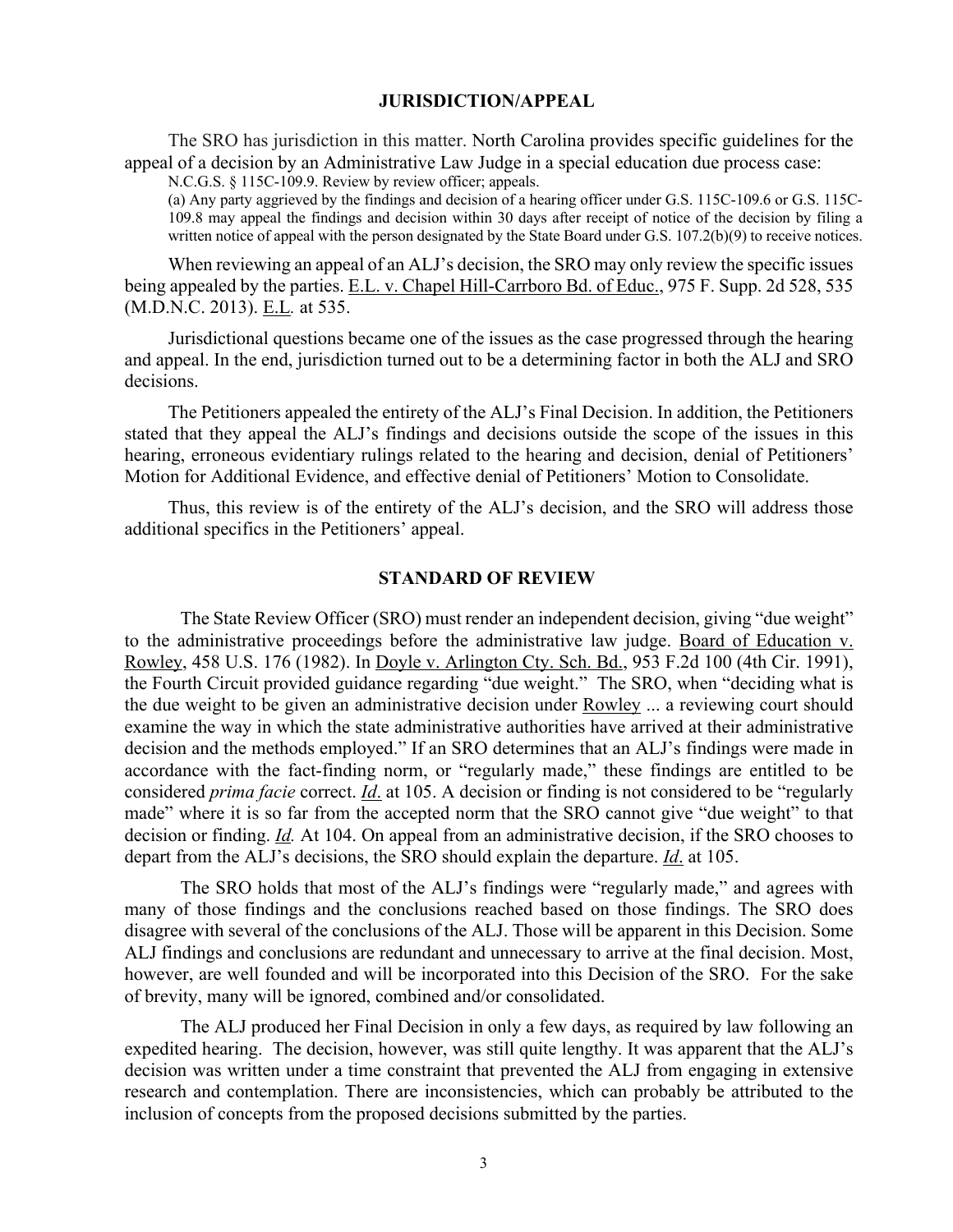## JURISDICTION/APPEAL

The SRO has jurisdiction in this matter. North Carolina provides specific guidelines for the appeal of a decision by an Administrative Law Judge in a special education due process case:

> N.C.G.S. § 115C-109.9. Review by review officer; appeals.
>
> (a) Any party aggrieved by the findings and decision of a hearing officer under G.S. 115C-109.6 or G.S. 115C-109.8 may appeal the findings and decision within 30 days after receipt of notice of the decision by filing a written notice of appeal with the person designated by the State Board under G.S. 107.2(b)(9) to receive notices.

When reviewing an appeal of an ALJ's decision, the SRO may only review the specific issues being appealed by the parties. E.L. v. Chapel Hill-Carrboro Bd. of Educ., 975 F. Supp. 2d 528, 535 (M.D.N.C. 2013). E.L. at 535.

Jurisdictional questions became one of the issues as the case progressed through the hearing and appeal. In the end, jurisdiction turned out to be a determining factor in both the ALJ and SRO decisions.

The Petitioners appealed the entirety of the ALJ's Final Decision. In addition, the Petitioners stated that they appeal the ALJ's findings and decisions outside the scope of the issues in this hearing, erroneous evidentiary rulings related to the hearing and decision, denial of Petitioners' Motion for Additional Evidence, and effective denial of Petitioners' Motion to Consolidate.

Thus, this review is of the entirety of the ALJ's decision, and the SRO will address those additional specifics in the Petitioners' appeal.

## STANDARD OF REVIEW

The State Review Officer (SRO) must render an independent decision, giving "due weight" to the administrative proceedings before the administrative law judge. Board of Education v. Rowley, 458 U.S. 176 (1982). In Doyle v. Arlington Cty. Sch. Bd., 953 F.2d 100 (4th Cir. 1991), the Fourth Circuit provided guidance regarding "due weight." The SRO, when "deciding what is the due weight to be given an administrative decision under Rowley ... a reviewing court should examine the way in which the state administrative authorities have arrived at their administrative decision and the methods employed." If an SRO determines that an ALJ's findings were made in accordance with the fact-finding norm, or "regularly made," these findings are entitled to be considered *prima facie* correct. *Id*. at 105. A decision or finding is not considered to be "regularly made" where it is so far from the accepted norm that the SRO cannot give "due weight" to that decision or finding. *Id.* At 104. On appeal from an administrative decision, if the SRO chooses to depart from the ALJ's decisions, the SRO should explain the departure. *Id*. at 105.

The SRO holds that most of the ALJ's findings were "regularly made," and agrees with many of those findings and the conclusions reached based on those findings. The SRO does disagree with several of the conclusions of the ALJ. Those will be apparent in this Decision. Some ALJ findings and conclusions are redundant and unnecessary to arrive at the final decision. Most, however, are well founded and will be incorporated into this Decision of the SRO. For the sake of brevity, many will be ignored, combined and/or consolidated.

The ALJ produced her Final Decision in only a few days, as required by law following an expedited hearing. The decision, however, was still quite lengthy. It was apparent that the ALJ's decision was written under a time constraint that prevented the ALJ from engaging in extensive research and contemplation. There are inconsistencies, which can probably be attributed to the inclusion of concepts from the proposed decisions submitted by the parties.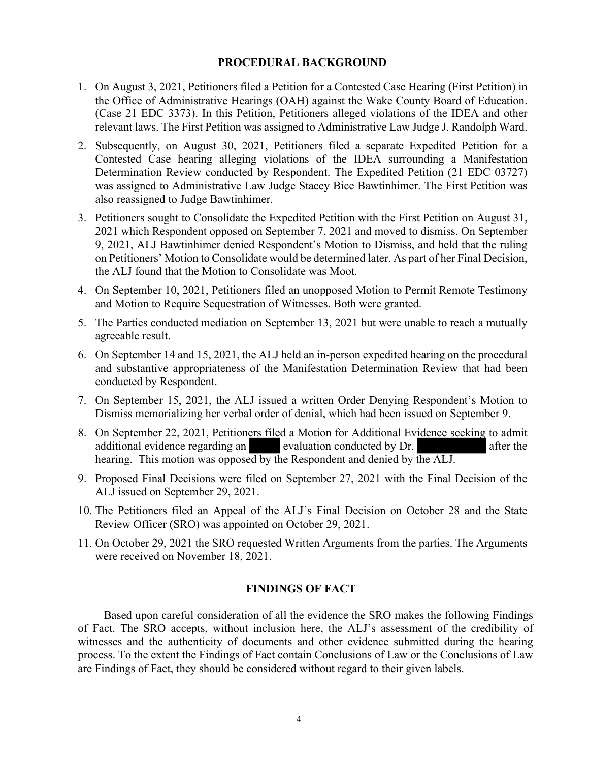## PROCEDURAL BACKGROUND

1. On August 3, 2021, Petitioners filed a Petition for a Contested Case Hearing (First Petition) in the Office of Administrative Hearings (OAH) against the Wake County Board of Education. (Case 21 EDC 3373). In this Petition, Petitioners alleged violations of the IDEA and other relevant laws. The First Petition was assigned to Administrative Law Judge J. Randolph Ward.

2. Subsequently, on August 30, 2021, Petitioners filed a separate Expedited Petition for a Contested Case hearing alleging violations of the IDEA surrounding a Manifestation Determination Review conducted by Respondent. The Expedited Petition (21 EDC 03727) was assigned to Administrative Law Judge Stacey Bice Bawtinhimer. The First Petition was also reassigned to Judge Bawtinhimer.

3. Petitioners sought to Consolidate the Expedited Petition with the First Petition on August 31, 2021 which Respondent opposed on September 7, 2021 and moved to dismiss. On September 9, 2021, ALJ Bawtinhimer denied Respondent's Motion to Dismiss, and held that the ruling on Petitioners' Motion to Consolidate would be determined later. As part of her Final Decision, the ALJ found that the Motion to Consolidate was Moot.

4. On September 10, 2021, Petitioners filed an unopposed Motion to Permit Remote Testimony and Motion to Require Sequestration of Witnesses. Both were granted.

5. The Parties conducted mediation on September 13, 2021 but were unable to reach a mutually agreeable result.

6. On September 14 and 15, 2021, the ALJ held an in-person expedited hearing on the procedural and substantive appropriateness of the Manifestation Determination Review that had been conducted by Respondent.

7. On September 15, 2021, the ALJ issued a written Order Denying Respondent's Motion to Dismiss memorializing her verbal order of denial, which had been issued on September 9.

8. On September 22, 2021, Petitioners filed a Motion for Additional Evidence seeking to admit additional evidence regarding an [REDACTED] evaluation conducted by Dr. [REDACTED] after the hearing. This motion was opposed by the Respondent and denied by the ALJ.

9. Proposed Final Decisions were filed on September 27, 2021 with the Final Decision of the ALJ issued on September 29, 2021.

10. The Petitioners filed an Appeal of the ALJ's Final Decision on October 28 and the State Review Officer (SRO) was appointed on October 29, 2021.

11. On October 29, 2021 the SRO requested Written Arguments from the parties. The Arguments were received on November 18, 2021.

## FINDINGS OF FACT

Based upon careful consideration of all the evidence the SRO makes the following Findings of Fact. The SRO accepts, without inclusion here, the ALJ's assessment of the credibility of witnesses and the authenticity of documents and other evidence submitted during the hearing process. To the extent the Findings of Fact contain Conclusions of Law or the Conclusions of Law are Findings of Fact, they should be considered without regard to their given labels.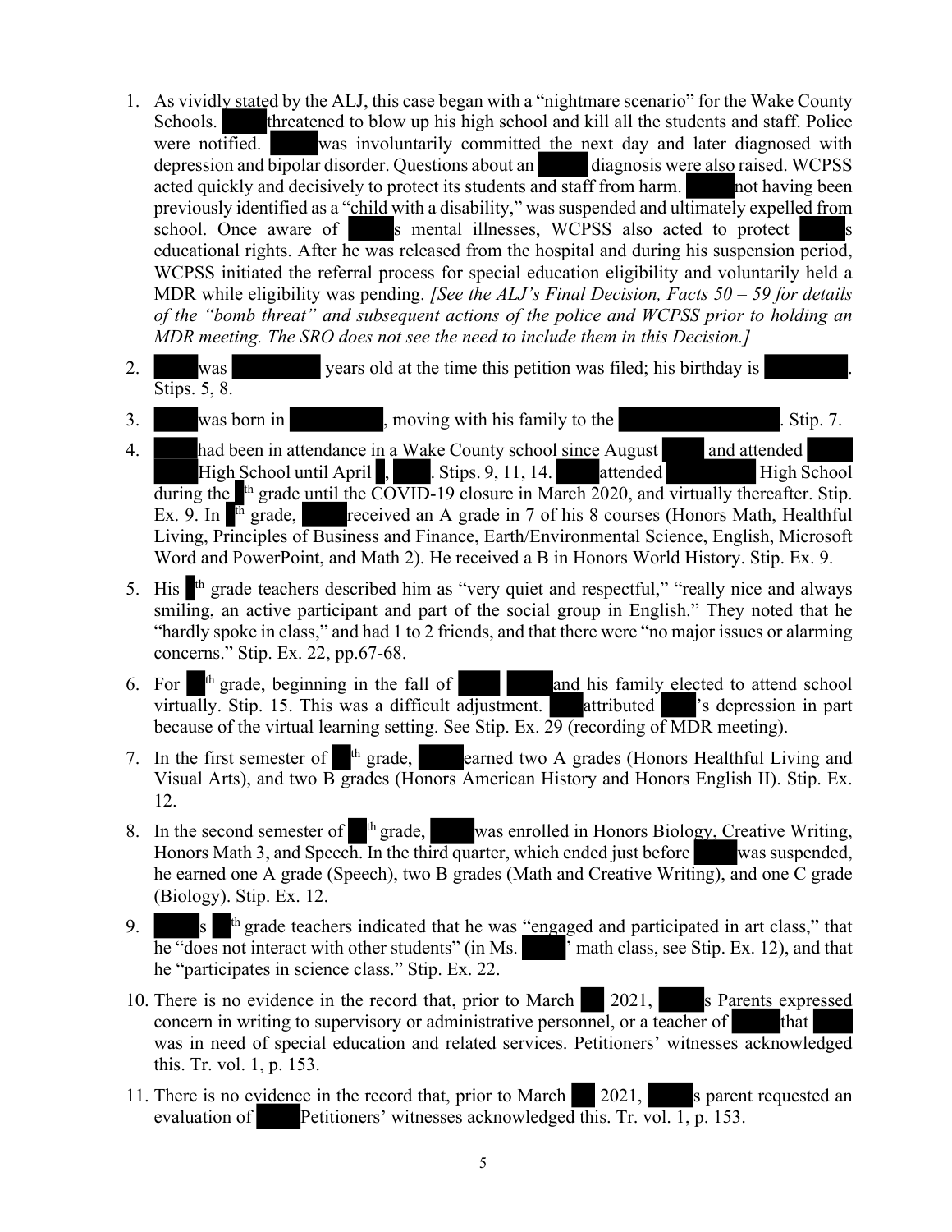1. As vividly stated by the ALJ, this case began with a "nightmare scenario" for the Wake County Schools. ████ threatened to blow up his high school and kill all the students and staff. Police were notified. ████ was involuntarily committed the next day and later diagnosed with depression and bipolar disorder. Questions about an ████ diagnosis were also raised. WCPSS acted quickly and decisively to protect its students and staff from harm. ████ not having been previously identified as a "child with a disability," was suspended and ultimately expelled from school. Once aware of ████s mental illnesses, WCPSS also acted to protect ████s educational rights. After he was released from the hospital and during his suspension period, WCPSS initiated the referral process for special education eligibility and voluntarily held a MDR while eligibility was pending. *[See the ALJ's Final Decision, Facts 50 – 59 for details of the "bomb threat" and subsequent actions of the police and WCPSS prior to holding an MDR meeting. The SRO does not see the need to include them in this Decision.]*

2. ████ was ████ years old at the time this petition was filed; his birthday is ████. Stips. 5, 8.

3. ████ was born in ████, moving with his family to the ████. Stip. 7.

4. ████ had been in attendance in a Wake County school since August ████ and attended ████ High School until April ██, ████. Stips. 9, 11, 14. ████ attended ████ High School during the ██th grade until the COVID-19 closure in March 2020, and virtually thereafter. Stip. Ex. 9. In ██th grade, ████ received an A grade in 7 of his 8 courses (Honors Math, Healthful Living, Principles of Business and Finance, Earth/Environmental Science, English, Microsoft Word and PowerPoint, and Math 2). He received a B in Honors World History. Stip. Ex. 9.

5. His ██th grade teachers described him as "very quiet and respectful," "really nice and always smiling, an active participant and part of the social group in English." They noted that he "hardly spoke in class," and had 1 to 2 friends, and that there were "no major issues or alarming concerns." Stip. Ex. 22, pp.67-68.

6. For ██th grade, beginning in the fall of ████ ████ and his family elected to attend school virtually. Stip. 15. This was a difficult adjustment. ████ attributed ████'s depression in part because of the virtual learning setting. See Stip. Ex. 29 (recording of MDR meeting).

7. In the first semester of ██th grade, ████ earned two A grades (Honors Healthful Living and Visual Arts), and two B grades (Honors American History and Honors English II). Stip. Ex. 12.

8. In the second semester of ██th grade, ████ was enrolled in Honors Biology, Creative Writing, Honors Math 3, and Speech. In the third quarter, which ended just before ████ was suspended, he earned one A grade (Speech), two B grades (Math and Creative Writing), and one C grade (Biology). Stip. Ex. 12.

9. ████s ██th grade teachers indicated that he was "engaged and participated in art class," that he "does not interact with other students" (in Ms. ████' math class, see Stip. Ex. 12), and that he "participates in science class." Stip. Ex. 22.

10. There is no evidence in the record that, prior to March ██ 2021, ████s Parents expressed concern in writing to supervisory or administrative personnel, or a teacher of ████ that ████ was in need of special education and related services. Petitioners' witnesses acknowledged this. Tr. vol. 1, p. 153.

11. There is no evidence in the record that, prior to March ██ 2021, ████s parent requested an evaluation of ████ Petitioners' witnesses acknowledged this. Tr. vol. 1, p. 153.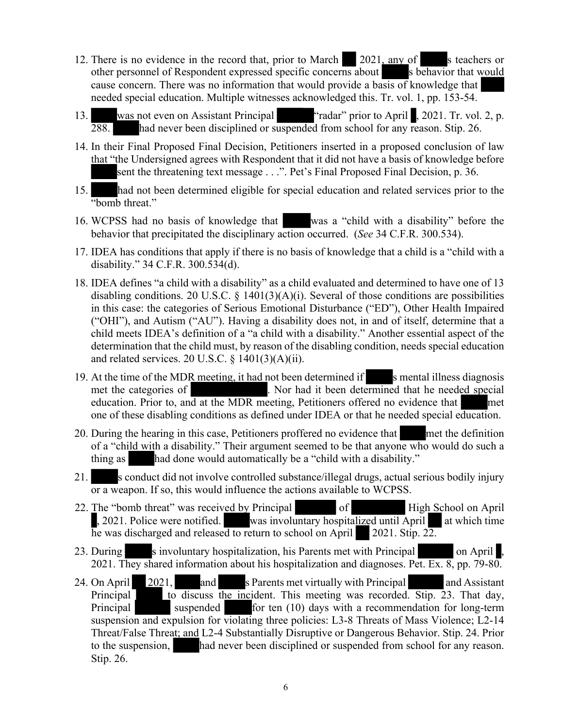12. There is no evidence in the record that, prior to March 2021, any of s teachers or other personnel of Respondent expressed specific concerns about s behavior that would cause concern. There was no information that would provide a basis of knowledge that needed special education. Multiple witnesses acknowledged this. Tr. vol. 1, pp. 153-54.

13. was not even on Assistant Principal "radar" prior to April , 2021. Tr. vol. 2, p. 288. had never been disciplined or suspended from school for any reason. Stip. 26.

14. In their Final Proposed Final Decision, Petitioners inserted in a proposed conclusion of law that "the Undersigned agrees with Respondent that it did not have a basis of knowledge before sent the threatening text message . . .". Pet's Final Proposed Final Decision, p. 36.

15. had not been determined eligible for special education and related services prior to the "bomb threat."

16. WCPSS had no basis of knowledge that was a "child with a disability" before the behavior that precipitated the disciplinary action occurred. (*See* 34 C.F.R. 300.534).

17. IDEA has conditions that apply if there is no basis of knowledge that a child is a "child with a disability." 34 C.F.R. 300.534(d).

18. IDEA defines "a child with a disability" as a child evaluated and determined to have one of 13 disabling conditions. 20 U.S.C. § 1401(3)(A)(i). Several of those conditions are possibilities in this case: the categories of Serious Emotional Disturbance ("ED"), Other Health Impaired ("OHI"), and Autism ("AU"). Having a disability does not, in and of itself, determine that a child meets IDEA's definition of a "a child with a disability." Another essential aspect of the determination that the child must, by reason of the disabling condition, needs special education and related services. 20 U.S.C. § 1401(3)(A)(ii).

19. At the time of the MDR meeting, it had not been determined if s mental illness diagnosis met the categories of . Nor had it been determined that he needed special education. Prior to, and at the MDR meeting, Petitioners offered no evidence that met one of these disabling conditions as defined under IDEA or that he needed special education.

20. During the hearing in this case, Petitioners proffered no evidence that met the definition of a "child with a disability." Their argument seemed to be that anyone who would do such a thing as had done would automatically be a "child with a disability."

21. s conduct did not involve controlled substance/illegal drugs, actual serious bodily injury or a weapon. If so, this would influence the actions available to WCPSS.

22. The "bomb threat" was received by Principal of High School on April , 2021. Police were notified. was involuntary hospitalized until April at which time he was discharged and released to return to school on April 2021. Stip. 22.

23. During s involuntary hospitalization, his Parents met with Principal on April , 2021. They shared information about his hospitalization and diagnoses. Pet. Ex. 8, pp. 79-80.

24. On April 2021, and s Parents met virtually with Principal and Assistant Principal to discuss the incident. This meeting was recorded. Stip. 23. That day, Principal suspended for ten (10) days with a recommendation for long-term suspension and expulsion for violating three policies: L3-8 Threats of Mass Violence; L2-14 Threat/False Threat; and L2-4 Substantially Disruptive or Dangerous Behavior. Stip. 24. Prior to the suspension, had never been disciplined or suspended from school for any reason. Stip. 26.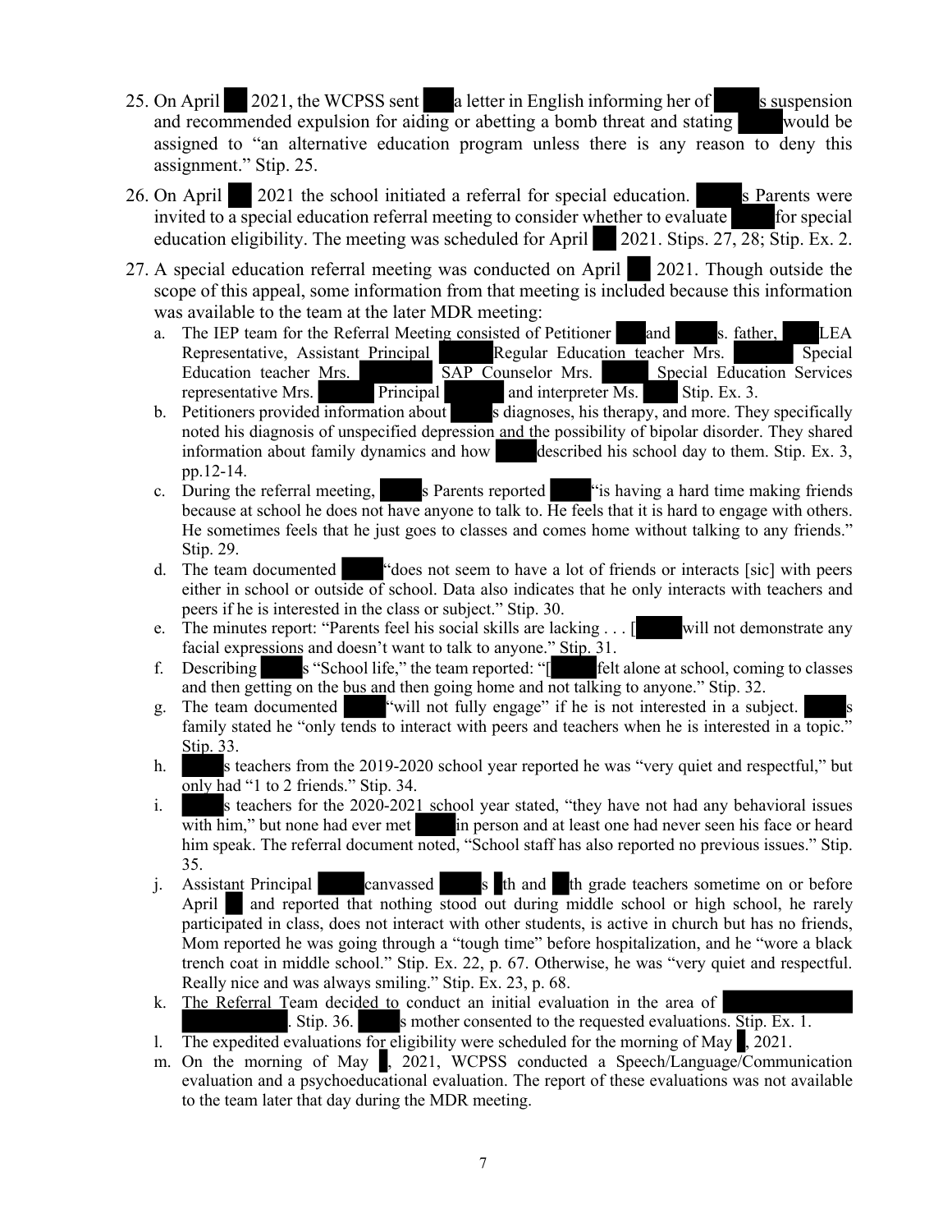25. On April ■ 2021, the WCPSS sent ■ a letter in English informing her of ■s suspension and recommended expulsion for aiding or abetting a bomb threat and stating ■ would be assigned to "an alternative education program unless there is any reason to deny this assignment." Stip. 25.

26. On April ■ 2021 the school initiated a referral for special education. ■s Parents were invited to a special education referral meeting to consider whether to evaluate ■ for special education eligibility. The meeting was scheduled for April ■ 2021. Stips. 27, 28; Stip. Ex. 2.

27. A special education referral meeting was conducted on April ■ 2021. Though outside the scope of this appeal, some information from that meeting is included because this information was available to the team at the later MDR meeting:

    a. The IEP team for the Referral Meeting consisted of Petitioner ■ and ■s. father, ■ LEA Representative, Assistant Principal ■ Regular Education teacher Mrs. ■ Special Education teacher Mrs. ■ SAP Counselor Mrs. ■ Special Education Services representative Mrs. ■ Principal ■ and interpreter Ms. ■ Stip. Ex. 3.

    b. Petitioners provided information about ■s diagnoses, his therapy, and more. They specifically noted his diagnosis of unspecified depression and the possibility of bipolar disorder. They shared information about family dynamics and how ■ described his school day to them. Stip. Ex. 3, pp.12-14.

    c. During the referral meeting, ■s Parents reported ■ "is having a hard time making friends because at school he does not have anyone to talk to. He feels that it is hard to engage with others. He sometimes feels that he just goes to classes and comes home without talking to any friends." Stip. 29.

    d. The team documented ■ "does not seem to have a lot of friends or interacts [sic] with peers either in school or outside of school. Data also indicates that he only interacts with teachers and peers if he is interested in the class or subject." Stip. 30.

    e. The minutes report: "Parents feel his social skills are lacking . . . [■ will not demonstrate any facial expressions and doesn't want to talk to anyone." Stip. 31.

    f. Describing ■s "School life," the team reported: "[■ felt alone at school, coming to classes and then getting on the bus and then going home and not talking to anyone." Stip. 32.

    g. The team documented ■ "will not fully engage" if he is not interested in a subject. ■s family stated he "only tends to interact with peers and teachers when he is interested in a topic." Stip. 33.

    h. ■s teachers from the 2019-2020 school year reported he was "very quiet and respectful," but only had "1 to 2 friends." Stip. 34.

    i. ■s teachers for the 2020-2021 school year stated, "they have not had any behavioral issues with him," but none had ever met ■ in person and at least one had never seen his face or heard him speak. The referral document noted, "School staff has also reported no previous issues." Stip. 35.

    j. Assistant Principal ■ canvassed ■s ■th and ■th grade teachers sometime on or before April ■ and reported that nothing stood out during middle school or high school, he rarely participated in class, does not interact with other students, is active in church but has no friends, Mom reported he was going through a "tough time" before hospitalization, and he "wore a black trench coat in middle school." Stip. Ex. 22, p. 67. Otherwise, he was "very quiet and respectful. Really nice and was always smiling." Stip. Ex. 23, p. 68.

    k. The Referral Team decided to conduct an initial evaluation in the area of ■. Stip. 36. ■s mother consented to the requested evaluations. Stip. Ex. 1.

    l. The expedited evaluations for eligibility were scheduled for the morning of May ■, 2021.

    m. On the morning of May ■, 2021, WCPSS conducted a Speech/Language/Communication evaluation and a psychoeducational evaluation. The report of these evaluations was not available to the team later that day during the MDR meeting.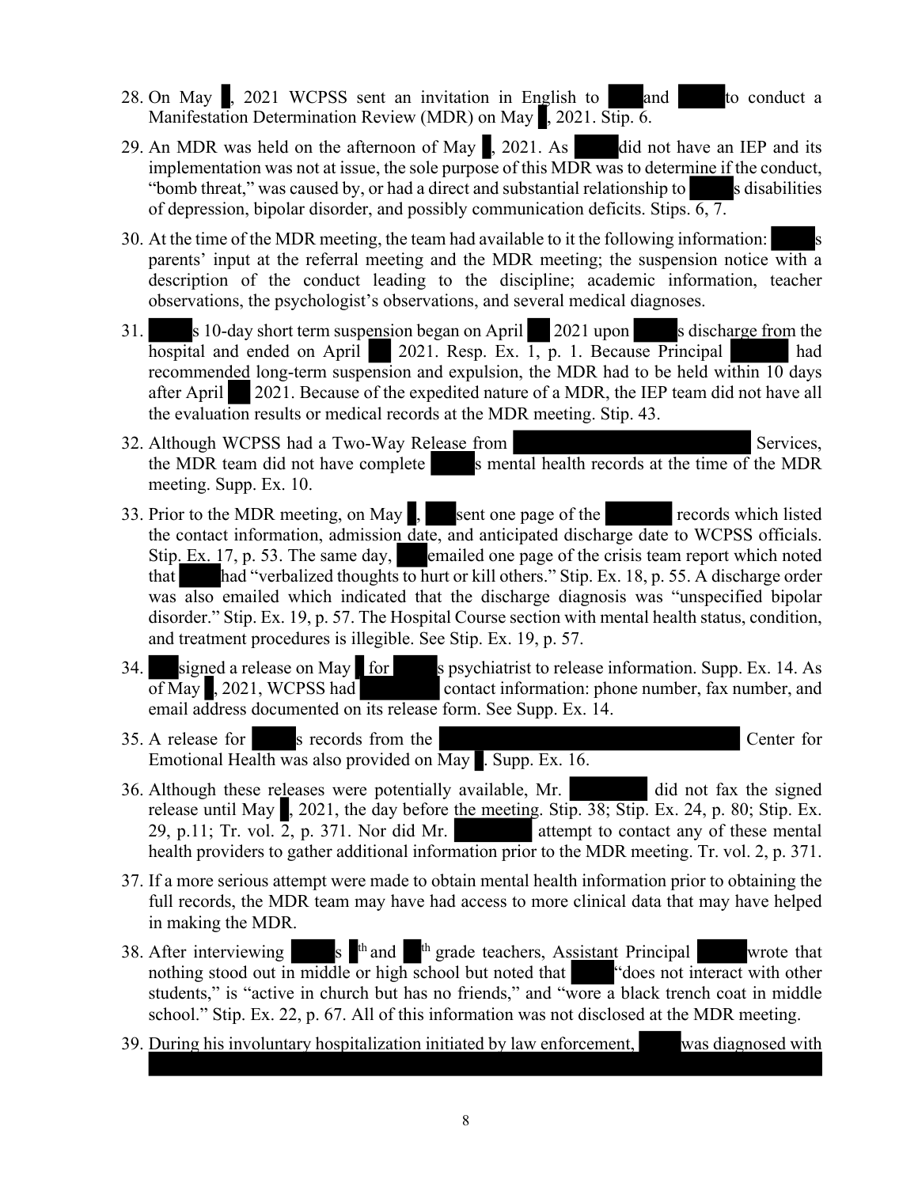28. On May , 2021 WCPSS sent an invitation in English to and to conduct a Manifestation Determination Review (MDR) on May , 2021. Stip. 6.

29. An MDR was held on the afternoon of May , 2021. As did not have an IEP and its implementation was not at issue, the sole purpose of this MDR was to determine if the conduct, "bomb threat," was caused by, or had a direct and substantial relationship to s disabilities of depression, bipolar disorder, and possibly communication deficits. Stips. 6, 7.

30. At the time of the MDR meeting, the team had available to it the following information: s parents' input at the referral meeting and the MDR meeting; the suspension notice with a description of the conduct leading to the discipline; academic information, teacher observations, the psychologist's observations, and several medical diagnoses.

31. s 10-day short term suspension began on April 2021 upon s discharge from the hospital and ended on April 2021. Resp. Ex. 1, p. 1. Because Principal had recommended long-term suspension and expulsion, the MDR had to be held within 10 days after April 2021. Because of the expedited nature of a MDR, the IEP team did not have all the evaluation results or medical records at the MDR meeting. Stip. 43.

32. Although WCPSS had a Two-Way Release from Services, the MDR team did not have complete s mental health records at the time of the MDR meeting. Supp. Ex. 10.

33. Prior to the MDR meeting, on May , sent one page of the records which listed the contact information, admission date, and anticipated discharge date to WCPSS officials. Stip. Ex. 17, p. 53. The same day, emailed one page of the crisis team report which noted that had "verbalized thoughts to hurt or kill others." Stip. Ex. 18, p. 55. A discharge order was also emailed which indicated that the discharge diagnosis was "unspecified bipolar disorder." Stip. Ex. 19, p. 57. The Hospital Course section with mental health status, condition, and treatment procedures is illegible. See Stip. Ex. 19, p. 57.

34. signed a release on May for s psychiatrist to release information. Supp. Ex. 14. As of May , 2021, WCPSS had contact information: phone number, fax number, and email address documented on its release form. See Supp. Ex. 14.

35. A release for s records from the Center for Emotional Health was also provided on May . Supp. Ex. 16.

36. Although these releases were potentially available, Mr. did not fax the signed release until May , 2021, the day before the meeting. Stip. 38; Stip. Ex. 24, p. 80; Stip. Ex. 29, p.11; Tr. vol. 2, p. 371. Nor did Mr. attempt to contact any of these mental health providers to gather additional information prior to the MDR meeting. Tr. vol. 2, p. 371.

37. If a more serious attempt were made to obtain mental health information prior to obtaining the full records, the MDR team may have had access to more clinical data that may have helped in making the MDR.

38. After interviewing s th and th grade teachers, Assistant Principal wrote that nothing stood out in middle or high school but noted that "does not interact with other students," is "active in church but has no friends," and "wore a black trench coat in middle school." Stip. Ex. 22, p. 67. All of this information was not disclosed at the MDR meeting.

39. During his involuntary hospitalization initiated by law enforcement, was diagnosed with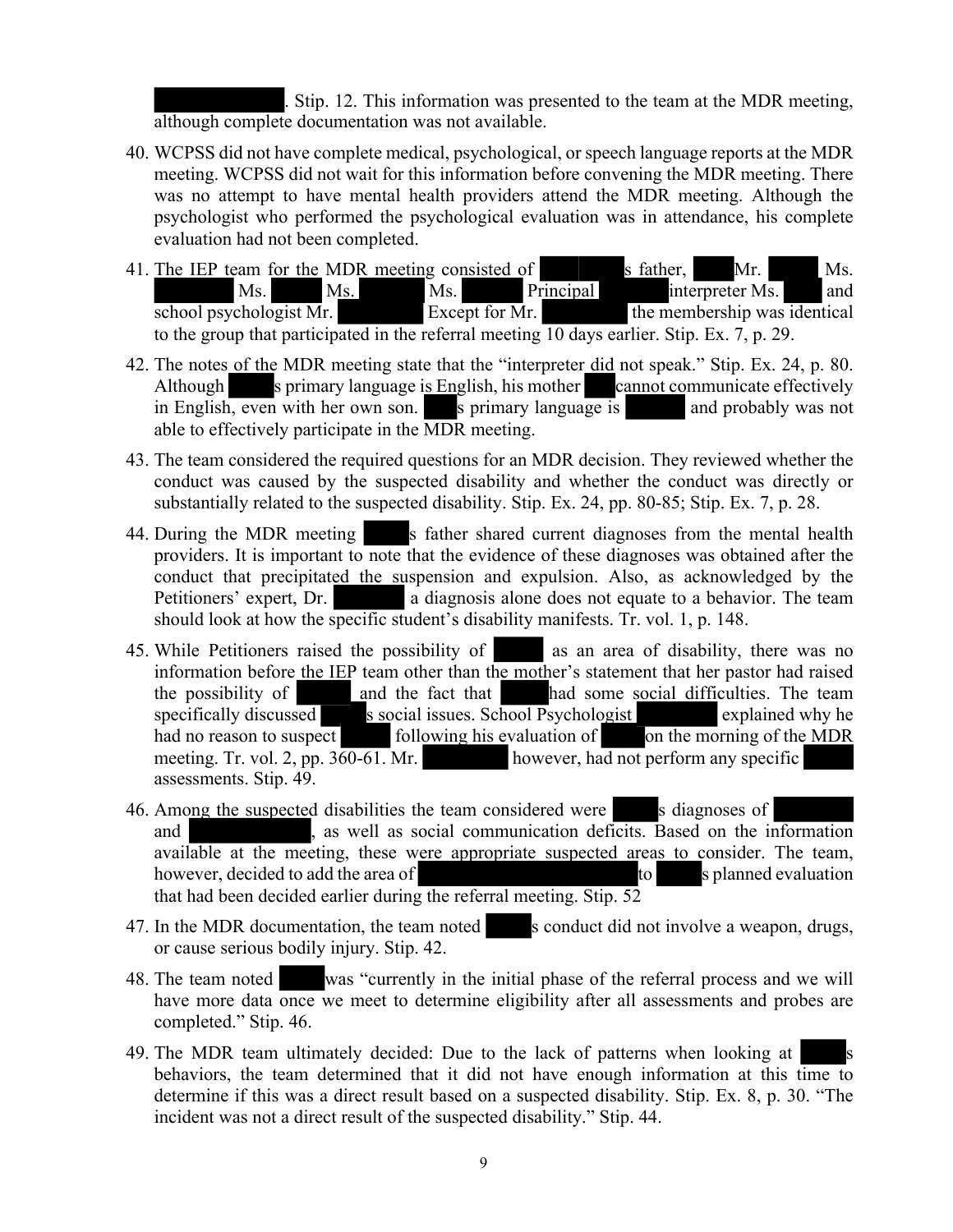. Stip. 12. This information was presented to the team at the MDR meeting, although complete documentation was not available.

40. WCPSS did not have complete medical, psychological, or speech language reports at the MDR meeting. WCPSS did not wait for this information before convening the MDR meeting. There was no attempt to have mental health providers attend the MDR meeting. Although the psychologist who performed the psychological evaluation was in attendance, his complete evaluation had not been completed.

41. The IEP team for the MDR meeting consisted of s father, Mr. Ms. Ms. Ms. Ms. Principal interpreter Ms. and school psychologist Mr. Except for Mr. the membership was identical to the group that participated in the referral meeting 10 days earlier. Stip. Ex. 7, p. 29.

42. The notes of the MDR meeting state that the "interpreter did not speak." Stip. Ex. 24, p. 80. Although s primary language is English, his mother cannot communicate effectively in English, even with her own son. s primary language is and probably was not able to effectively participate in the MDR meeting.

43. The team considered the required questions for an MDR decision. They reviewed whether the conduct was caused by the suspected disability and whether the conduct was directly or substantially related to the suspected disability. Stip. Ex. 24, pp. 80-85; Stip. Ex. 7, p. 28.

44. During the MDR meeting s father shared current diagnoses from the mental health providers. It is important to note that the evidence of these diagnoses was obtained after the conduct that precipitated the suspension and expulsion. Also, as acknowledged by the Petitioners' expert, Dr. a diagnosis alone does not equate to a behavior. The team should look at how the specific student's disability manifests. Tr. vol. 1, p. 148.

45. While Petitioners raised the possibility of as an area of disability, there was no information before the IEP team other than the mother's statement that her pastor had raised the possibility of and the fact that had some social difficulties. The team specifically discussed s social issues. School Psychologist explained why he had no reason to suspect following his evaluation of on the morning of the MDR meeting. Tr. vol. 2, pp. 360-61. Mr. however, had not perform any specific assessments. Stip. 49.

46. Among the suspected disabilities the team considered were s diagnoses of and , as well as social communication deficits. Based on the information available at the meeting, these were appropriate suspected areas to consider. The team, however, decided to add the area of to s planned evaluation that had been decided earlier during the referral meeting. Stip. 52

47. In the MDR documentation, the team noted s conduct did not involve a weapon, drugs, or cause serious bodily injury. Stip. 42.

48. The team noted was "currently in the initial phase of the referral process and we will have more data once we meet to determine eligibility after all assessments and probes are completed." Stip. 46.

49. The MDR team ultimately decided: Due to the lack of patterns when looking at s behaviors, the team determined that it did not have enough information at this time to determine if this was a direct result based on a suspected disability. Stip. Ex. 8, p. 30. "The incident was not a direct result of the suspected disability." Stip. 44.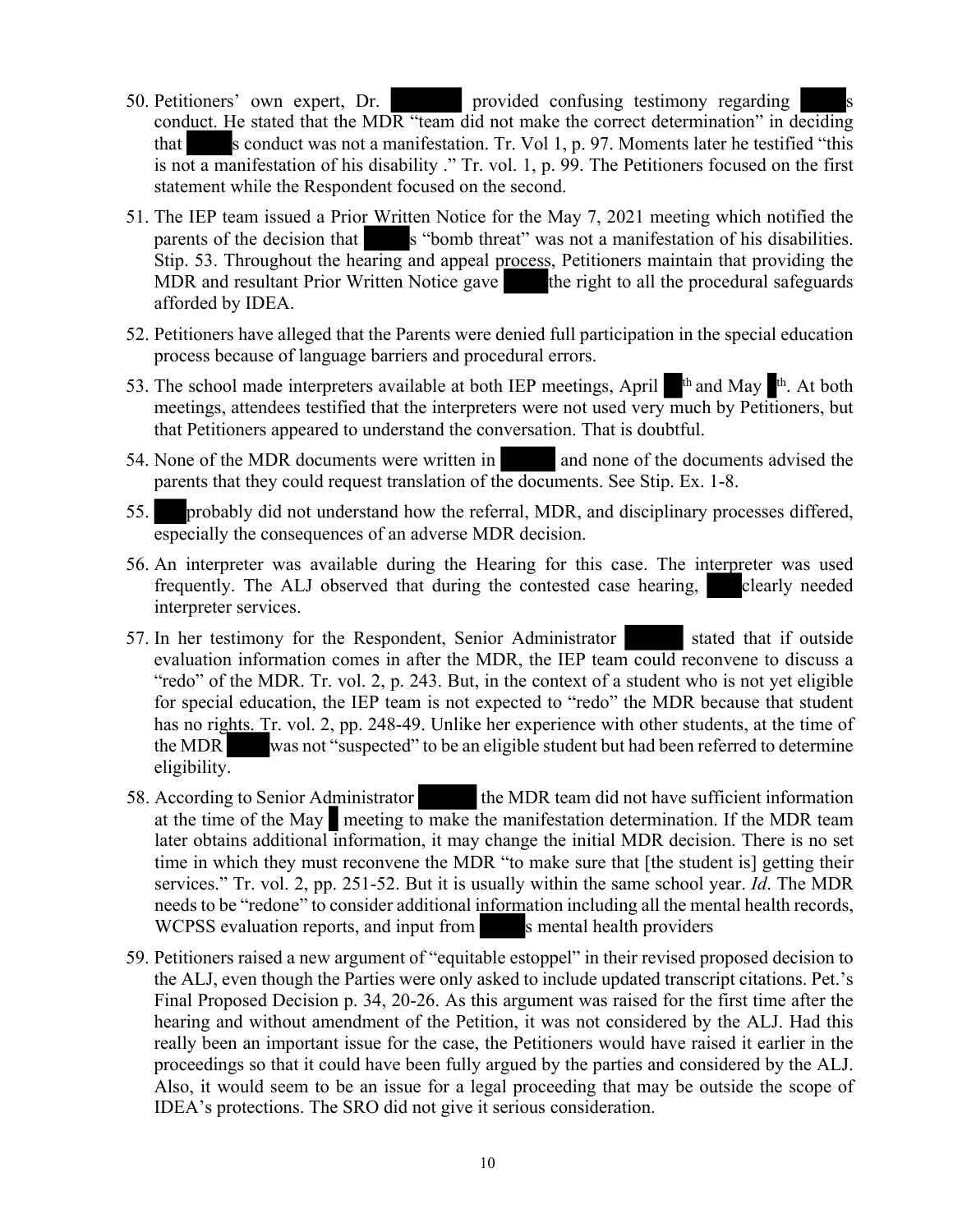50. Petitioners' own expert, Dr. [REDACTED] provided confusing testimony regarding [REDACTED]s conduct. He stated that the MDR "team did not make the correct determination" in deciding that [REDACTED]s conduct was not a manifestation. Tr. Vol 1, p. 97. Moments later he testified "this is not a manifestation of his disability ." Tr. vol. 1, p. 99. The Petitioners focused on the first statement while the Respondent focused on the second.

51. The IEP team issued a Prior Written Notice for the May 7, 2021 meeting which notified the parents of the decision that [REDACTED]s "bomb threat" was not a manifestation of his disabilities. Stip. 53. Throughout the hearing and appeal process, Petitioners maintain that providing the MDR and resultant Prior Written Notice gave [REDACTED] the right to all the procedural safeguards afforded by IDEA.

52. Petitioners have alleged that the Parents were denied full participation in the special education process because of language barriers and procedural errors.

53. The school made interpreters available at both IEP meetings, April [REDACTED]th and May [REDACTED]th. At both meetings, attendees testified that the interpreters were not used very much by Petitioners, but that Petitioners appeared to understand the conversation. That is doubtful.

54. None of the MDR documents were written in [REDACTED] and none of the documents advised the parents that they could request translation of the documents. See Stip. Ex. 1-8.

55. [REDACTED] probably did not understand how the referral, MDR, and disciplinary processes differed, especially the consequences of an adverse MDR decision.

56. An interpreter was available during the Hearing for this case. The interpreter was used frequently. The ALJ observed that during the contested case hearing, [REDACTED] clearly needed interpreter services.

57. In her testimony for the Respondent, Senior Administrator [REDACTED] stated that if outside evaluation information comes in after the MDR, the IEP team could reconvene to discuss a "redo" of the MDR. Tr. vol. 2, p. 243. But, in the context of a student who is not yet eligible for special education, the IEP team is not expected to "redo" the MDR because that student has no rights. Tr. vol. 2, pp. 248-49. Unlike her experience with other students, at the time of the MDR [REDACTED] was not "suspected" to be an eligible student but had been referred to determine eligibility.

58. According to Senior Administrator [REDACTED] the MDR team did not have sufficient information at the time of the May [REDACTED] meeting to make the manifestation determination. If the MDR team later obtains additional information, it may change the initial MDR decision. There is no set time in which they must reconvene the MDR "to make sure that [the student is] getting their services." Tr. vol. 2, pp. 251-52. But it is usually within the same school year. *Id*. The MDR needs to be "redone" to consider additional information including all the mental health records, WCPSS evaluation reports, and input from [REDACTED]s mental health providers

59. Petitioners raised a new argument of "equitable estoppel" in their revised proposed decision to the ALJ, even though the Parties were only asked to include updated transcript citations. Pet.'s Final Proposed Decision p. 34, 20-26. As this argument was raised for the first time after the hearing and without amendment of the Petition, it was not considered by the ALJ. Had this really been an important issue for the case, the Petitioners would have raised it earlier in the proceedings so that it could have been fully argued by the parties and considered by the ALJ. Also, it would seem to be an issue for a legal proceeding that may be outside the scope of IDEA's protections. The SRO did not give it serious consideration.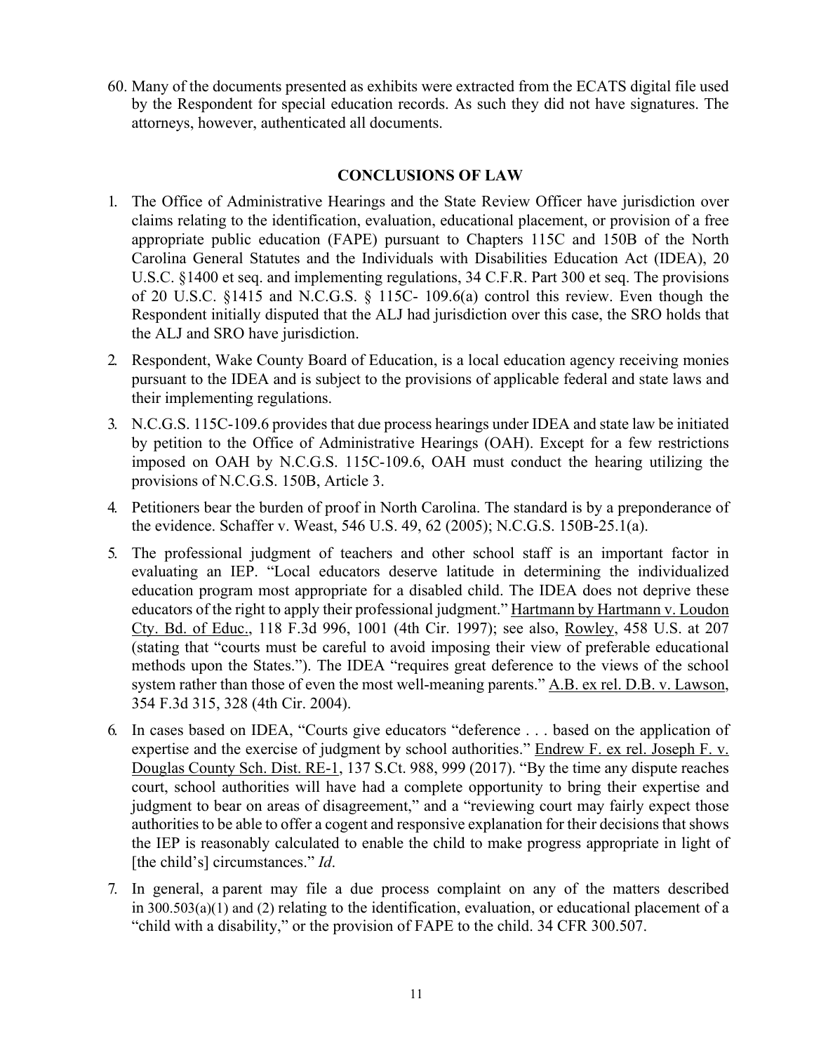60. Many of the documents presented as exhibits were extracted from the ECATS digital file used by the Respondent for special education records. As such they did not have signatures. The attorneys, however, authenticated all documents.

## CONCLUSIONS OF LAW

1. The Office of Administrative Hearings and the State Review Officer have jurisdiction over claims relating to the identification, evaluation, educational placement, or provision of a free appropriate public education (FAPE) pursuant to Chapters 115C and 150B of the North Carolina General Statutes and the Individuals with Disabilities Education Act (IDEA), 20 U.S.C. §1400 et seq. and implementing regulations, 34 C.F.R. Part 300 et seq. The provisions of 20 U.S.C. §1415 and N.C.G.S. § 115C- 109.6(a) control this review. Even though the Respondent initially disputed that the ALJ had jurisdiction over this case, the SRO holds that the ALJ and SRO have jurisdiction.

2. Respondent, Wake County Board of Education, is a local education agency receiving monies pursuant to the IDEA and is subject to the provisions of applicable federal and state laws and their implementing regulations.

3. N.C.G.S. 115C-109.6 provides that due process hearings under IDEA and state law be initiated by petition to the Office of Administrative Hearings (OAH). Except for a few restrictions imposed on OAH by N.C.G.S. 115C-109.6, OAH must conduct the hearing utilizing the provisions of N.C.G.S. 150B, Article 3.

4. Petitioners bear the burden of proof in North Carolina. The standard is by a preponderance of the evidence. Schaffer v. Weast, 546 U.S. 49, 62 (2005); N.C.G.S. 150B-25.1(a).

5. The professional judgment of teachers and other school staff is an important factor in evaluating an IEP. "Local educators deserve latitude in determining the individualized education program most appropriate for a disabled child. The IDEA does not deprive these educators of the right to apply their professional judgment." Hartmann by Hartmann v. Loudon Cty. Bd. of Educ., 118 F.3d 996, 1001 (4th Cir. 1997); see also, Rowley, 458 U.S. at 207 (stating that "courts must be careful to avoid imposing their view of preferable educational methods upon the States."). The IDEA "requires great deference to the views of the school system rather than those of even the most well-meaning parents." A.B. ex rel. D.B. v. Lawson, 354 F.3d 315, 328 (4th Cir. 2004).

6. In cases based on IDEA, "Courts give educators "deference . . . based on the application of expertise and the exercise of judgment by school authorities." Endrew F. ex rel. Joseph F. v. Douglas County Sch. Dist. RE-1, 137 S.Ct. 988, 999 (2017). "By the time any dispute reaches court, school authorities will have had a complete opportunity to bring their expertise and judgment to bear on areas of disagreement," and a "reviewing court may fairly expect those authorities to be able to offer a cogent and responsive explanation for their decisions that shows the IEP is reasonably calculated to enable the child to make progress appropriate in light of [the child's] circumstances." *Id*.

7. In general, a parent may file a due process complaint on any of the matters described in 300.503(a)(1) and (2) relating to the identification, evaluation, or educational placement of a "child with a disability," or the provision of FAPE to the child. 34 CFR 300.507.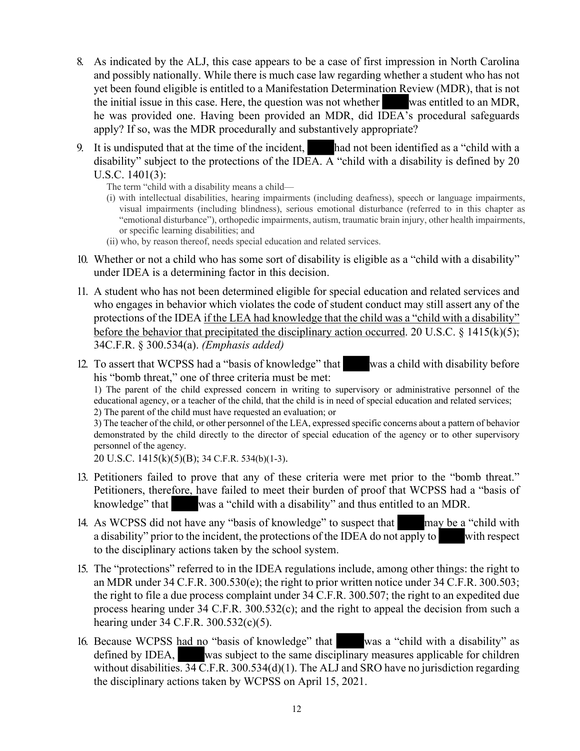8. As indicated by the ALJ, this case appears to be a case of first impression in North Carolina and possibly nationally. While there is much case law regarding whether a student who has not yet been found eligible is entitled to a Manifestation Determination Review (MDR), that is not the initial issue in this case. Here, the question was not whether ████ was entitled to an MDR, he was provided one. Having been provided an MDR, did IDEA's procedural safeguards apply? If so, was the MDR procedurally and substantively appropriate?

9. It is undisputed that at the time of the incident, ████ had not been identified as a "child with a disability" subject to the protections of the IDEA. A "child with a disability is defined by 20 U.S.C. 1401(3):

   The term "child with a disability means a child—
   (i) with intellectual disabilities, hearing impairments (including deafness), speech or language impairments, visual impairments (including blindness), serious emotional disturbance (referred to in this chapter as "emotional disturbance"), orthopedic impairments, autism, traumatic brain injury, other health impairments, or specific learning disabilities; and
   (ii) who, by reason thereof, needs special education and related services.

10. Whether or not a child who has some sort of disability is eligible as a "child with a disability" under IDEA is a determining factor in this decision.

11. A student who has not been determined eligible for special education and related services and who engages in behavior which violates the code of student conduct may still assert any of the protections of the IDEA <u>if the LEA had knowledge that the child was a "child with a disability" before the behavior that precipitated the disciplinary action occurred</u>. 20 U.S.C. § 1415(k)(5); 34C.F.R. § 300.534(a). *(Emphasis added)*

12. To assert that WCPSS had a "basis of knowledge" that ████ was a child with disability before his "bomb threat," one of three criteria must be met:

   1) The parent of the child expressed concern in writing to supervisory or administrative personnel of the educational agency, or a teacher of the child, that the child is in need of special education and related services;
   2) The parent of the child must have requested an evaluation; or
   3) The teacher of the child, or other personnel of the LEA, expressed specific concerns about a pattern of behavior demonstrated by the child directly to the director of special education of the agency or to other supervisory personnel of the agency.

   20 U.S.C. 1415(k)(5)(B); 34 C.F.R. 534(b)(1-3).

13. Petitioners failed to prove that any of these criteria were met prior to the "bomb threat." Petitioners, therefore, have failed to meet their burden of proof that WCPSS had a "basis of knowledge" that ████ was a "child with a disability" and thus entitled to an MDR.

14. As WCPSS did not have any "basis of knowledge" to suspect that ████ may be a "child with a disability" prior to the incident, the protections of the IDEA do not apply to ████ with respect to the disciplinary actions taken by the school system.

15. The "protections" referred to in the IDEA regulations include, among other things: the right to an MDR under 34 C.F.R. 300.530(e); the right to prior written notice under 34 C.F.R. 300.503; the right to file a due process complaint under 34 C.F.R. 300.507; the right to an expedited due process hearing under 34 C.F.R. 300.532(c); and the right to appeal the decision from such a hearing under 34 C.F.R. 300.532(c)(5).

16. Because WCPSS had no "basis of knowledge" that ████ was a "child with a disability" as defined by IDEA, ████ was subject to the same disciplinary measures applicable for children without disabilities. 34 C.F.R. 300.534(d)(1). The ALJ and SRO have no jurisdiction regarding the disciplinary actions taken by WCPSS on April 15, 2021.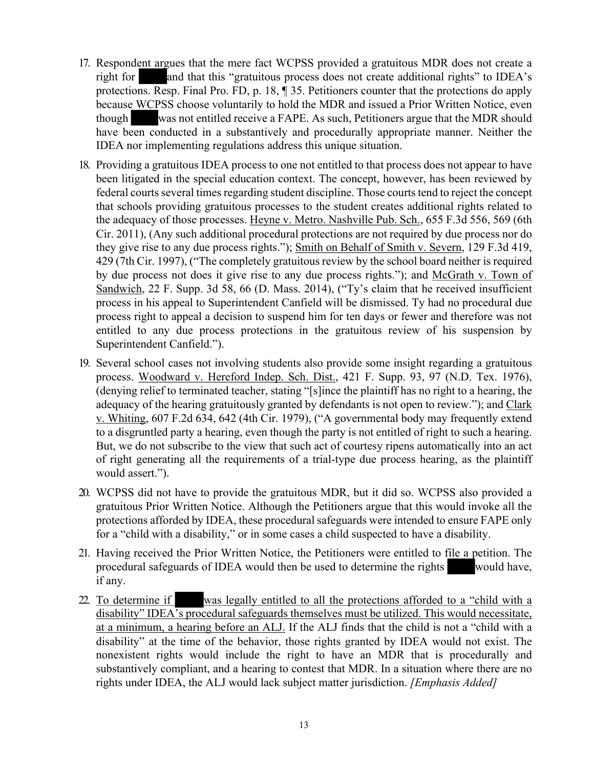17. Respondent argues that the mere fact WCPSS provided a gratuitous MDR does not create a right for ████ and that this "gratuitous process does not create additional rights" to IDEA's protections. Resp. Final Pro. FD, p. 18, ¶ 35. Petitioners counter that the protections do apply because WCPSS choose voluntarily to hold the MDR and issued a Prior Written Notice, even though ████ was not entitled receive a FAPE. As such, Petitioners argue that the MDR should have been conducted in a substantively and procedurally appropriate manner. Neither the IDEA nor implementing regulations address this unique situation.

18. Providing a gratuitous IDEA process to one not entitled to that process does not appear to have been litigated in the special education context. The concept, however, has been reviewed by federal courts several times regarding student discipline. Those courts tend to reject the concept that schools providing gratuitous processes to the student creates additional rights related to the adequacy of those processes. <u>Heyne v. Metro. Nashville Pub. Sch.</u>, 655 F.3d 556, 569 (6th Cir. 2011), (Any such additional procedural protections are not required by due process nor do they give rise to any due process rights."); <u>Smith on Behalf of Smith v. Severn</u>, 129 F.3d 419, 429 (7th Cir. 1997), ("The completely gratuitous review by the school board neither is required by due process not does it give rise to any due process rights."); and <u>McGrath v. Town of Sandwich</u>, 22 F. Supp. 3d 58, 66 (D. Mass. 2014), ("Ty's claim that he received insufficient process in his appeal to Superintendent Canfield will be dismissed. Ty had no procedural due process right to appeal a decision to suspend him for ten days or fewer and therefore was not entitled to any due process protections in the gratuitous review of his suspension by Superintendent Canfield.").

19. Several school cases not involving students also provide some insight regarding a gratuitous process. <u>Woodward v. Hereford Indep. Sch. Dist.</u>, 421 F. Supp. 93, 97 (N.D. Tex. 1976), (denying relief to terminated teacher, stating "[s]ince the plaintiff has no right to a hearing, the adequacy of the hearing gratuitously granted by defendants is not open to review."); and <u>Clark v. Whiting</u>, 607 F.2d 634, 642 (4th Cir. 1979), ("A governmental body may frequently extend to a disgruntled party a hearing, even though the party is not entitled of right to such a hearing. But, we do not subscribe to the view that such act of courtesy ripens automatically into an act of right generating all the requirements of a trial-type due process hearing, as the plaintiff would assert.").

20. WCPSS did not have to provide the gratuitous MDR, but it did so. WCPSS also provided a gratuitous Prior Written Notice. Although the Petitioners argue that this would invoke all the protections afforded by IDEA, these procedural safeguards were intended to ensure FAPE only for a "child with a disability," or in some cases a child suspected to have a disability.

21. Having received the Prior Written Notice, the Petitioners were entitled to file a petition. The procedural safeguards of IDEA would then be used to determine the rights ████ would have, if any.

22. <u>To determine if ████ was legally entitled to all the protections afforded to a "child with a disability" IDEA's procedural safeguards themselves must be utilized. This would necessitate, at a minimum, a hearing before an ALJ.</u> If the ALJ finds that the child is not a "child with a disability" at the time of the behavior, those rights granted by IDEA would not exist. The nonexistent rights would include the right to have an MDR that is procedurally and substantively compliant, and a hearing to contest that MDR. In a situation where there are no rights under IDEA, the ALJ would lack subject matter jurisdiction. *[Emphasis Added]*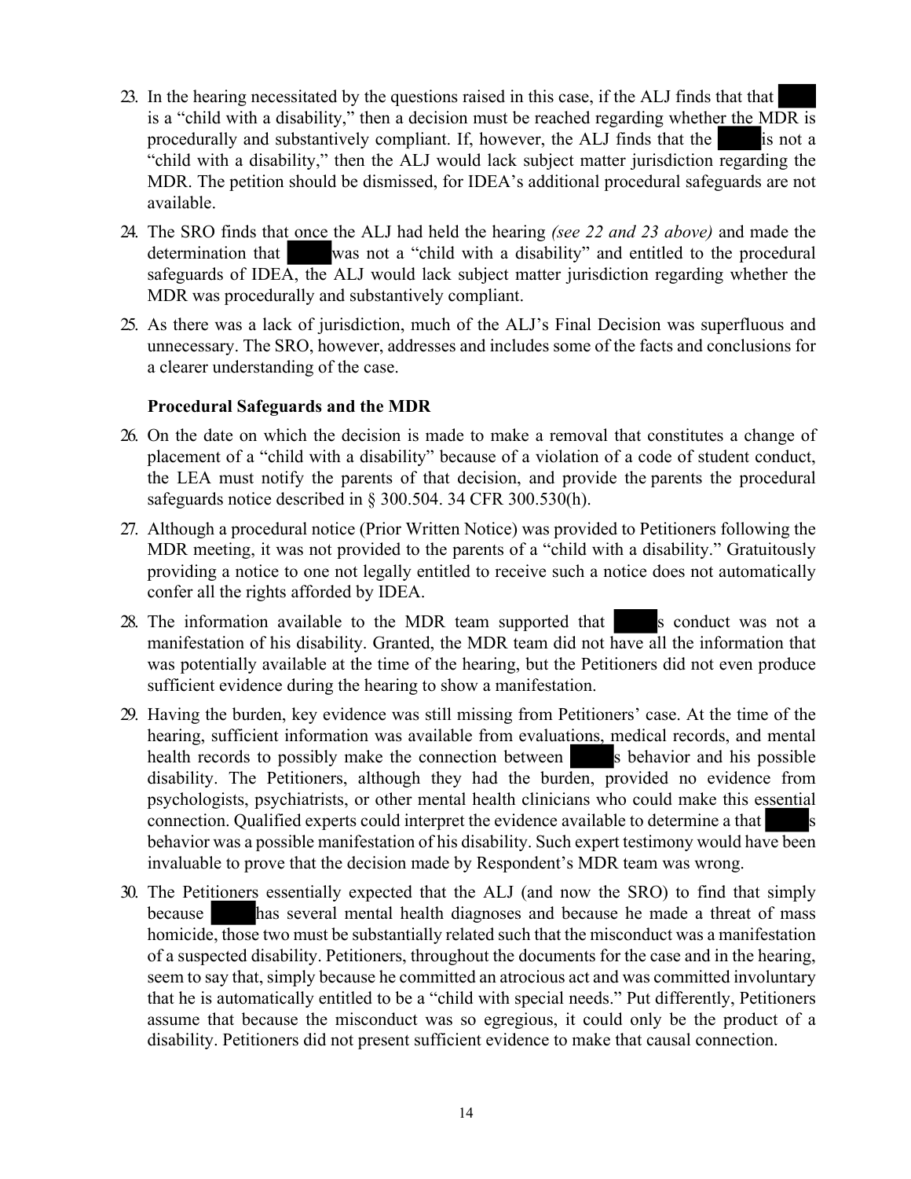23. In the hearing necessitated by the questions raised in this case, if the ALJ finds that that ████ is a "child with a disability," then a decision must be reached regarding whether the MDR is procedurally and substantively compliant. If, however, the ALJ finds that the ████ is not a "child with a disability," then the ALJ would lack subject matter jurisdiction regarding the MDR. The petition should be dismissed, for IDEA's additional procedural safeguards are not available.

24. The SRO finds that once the ALJ had held the hearing *(see 22 and 23 above)* and made the determination that ████ was not a "child with a disability" and entitled to the procedural safeguards of IDEA, the ALJ would lack subject matter jurisdiction regarding whether the MDR was procedurally and substantively compliant.

25. As there was a lack of jurisdiction, much of the ALJ's Final Decision was superfluous and unnecessary. The SRO, however, addresses and includes some of the facts and conclusions for a clearer understanding of the case.

**Procedural Safeguards and the MDR**

26. On the date on which the decision is made to make a removal that constitutes a change of placement of a "child with a disability" because of a violation of a code of student conduct, the LEA must notify the parents of that decision, and provide the parents the procedural safeguards notice described in § 300.504. 34 CFR 300.530(h).

27. Although a procedural notice (Prior Written Notice) was provided to Petitioners following the MDR meeting, it was not provided to the parents of a "child with a disability." Gratuitously providing a notice to one not legally entitled to receive such a notice does not automatically confer all the rights afforded by IDEA.

28. The information available to the MDR team supported that ████s conduct was not a manifestation of his disability. Granted, the MDR team did not have all the information that was potentially available at the time of the hearing, but the Petitioners did not even produce sufficient evidence during the hearing to show a manifestation.

29. Having the burden, key evidence was still missing from Petitioners' case. At the time of the hearing, sufficient information was available from evaluations, medical records, and mental health records to possibly make the connection between ████s behavior and his possible disability. The Petitioners, although they had the burden, provided no evidence from psychologists, psychiatrists, or other mental health clinicians who could make this essential connection. Qualified experts could interpret the evidence available to determine a that ████s behavior was a possible manifestation of his disability. Such expert testimony would have been invaluable to prove that the decision made by Respondent's MDR team was wrong.

30. The Petitioners essentially expected that the ALJ (and now the SRO) to find that simply because ████ has several mental health diagnoses and because he made a threat of mass homicide, those two must be substantially related such that the misconduct was a manifestation of a suspected disability. Petitioners, throughout the documents for the case and in the hearing, seem to say that, simply because he committed an atrocious act and was committed involuntary that he is automatically entitled to be a "child with special needs." Put differently, Petitioners assume that because the misconduct was so egregious, it could only be the product of a disability. Petitioners did not present sufficient evidence to make that causal connection.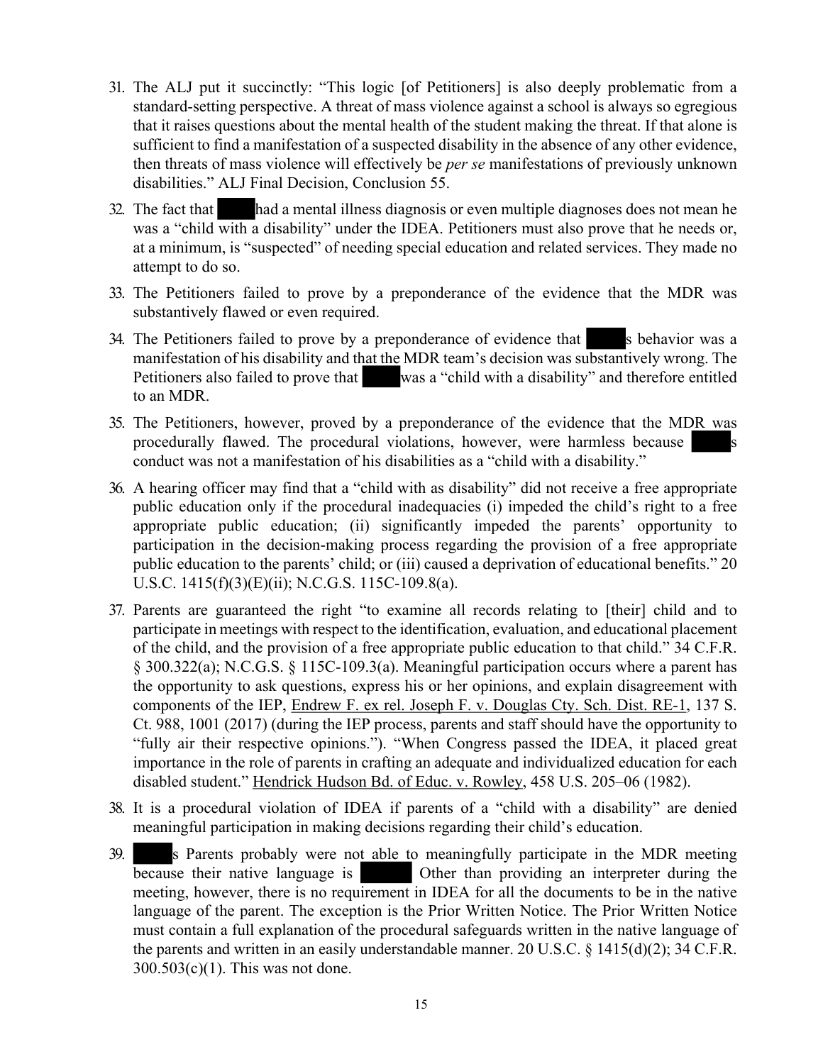31. The ALJ put it succinctly: "This logic [of Petitioners] is also deeply problematic from a standard-setting perspective. A threat of mass violence against a school is always so egregious that it raises questions about the mental health of the student making the threat. If that alone is sufficient to find a manifestation of a suspected disability in the absence of any other evidence, then threats of mass violence will effectively be *per se* manifestations of previously unknown disabilities." ALJ Final Decision, Conclusion 55.

32. The fact that ████ had a mental illness diagnosis or even multiple diagnoses does not mean he was a "child with a disability" under the IDEA. Petitioners must also prove that he needs or, at a minimum, is "suspected" of needing special education and related services. They made no attempt to do so.

33. The Petitioners failed to prove by a preponderance of the evidence that the MDR was substantively flawed or even required.

34. The Petitioners failed to prove by a preponderance of evidence that ████s behavior was a manifestation of his disability and that the MDR team's decision was substantively wrong. The Petitioners also failed to prove that ████ was a "child with a disability" and therefore entitled to an MDR.

35. The Petitioners, however, proved by a preponderance of the evidence that the MDR was procedurally flawed. The procedural violations, however, were harmless because ████s conduct was not a manifestation of his disabilities as a "child with a disability."

36. A hearing officer may find that a "child with as disability" did not receive a free appropriate public education only if the procedural inadequacies (i) impeded the child's right to a free appropriate public education; (ii) significantly impeded the parents' opportunity to participation in the decision-making process regarding the provision of a free appropriate public education to the parents' child; or (iii) caused a deprivation of educational benefits." 20 U.S.C. 1415(f)(3)(E)(ii); N.C.G.S. 115C-109.8(a).

37. Parents are guaranteed the right "to examine all records relating to [their] child and to participate in meetings with respect to the identification, evaluation, and educational placement of the child, and the provision of a free appropriate public education to that child." 34 C.F.R. § 300.322(a); N.C.G.S. § 115C-109.3(a). Meaningful participation occurs where a parent has the opportunity to ask questions, express his or her opinions, and explain disagreement with components of the IEP, Endrew F. ex rel. Joseph F. v. Douglas Cty. Sch. Dist. RE-1, 137 S. Ct. 988, 1001 (2017) (during the IEP process, parents and staff should have the opportunity to "fully air their respective opinions."). "When Congress passed the IDEA, it placed great importance in the role of parents in crafting an adequate and individualized education for each disabled student." Hendrick Hudson Bd. of Educ. v. Rowley, 458 U.S. 205–06 (1982).

38. It is a procedural violation of IDEA if parents of a "child with a disability" are denied meaningful participation in making decisions regarding their child's education.

39. ████s Parents probably were not able to meaningfully participate in the MDR meeting because their native language is ████ Other than providing an interpreter during the meeting, however, there is no requirement in IDEA for all the documents to be in the native language of the parent. The exception is the Prior Written Notice. The Prior Written Notice must contain a full explanation of the procedural safeguards written in the native language of the parents and written in an easily understandable manner. 20 U.S.C. § 1415(d)(2); 34 C.F.R. 300.503(c)(1). This was not done.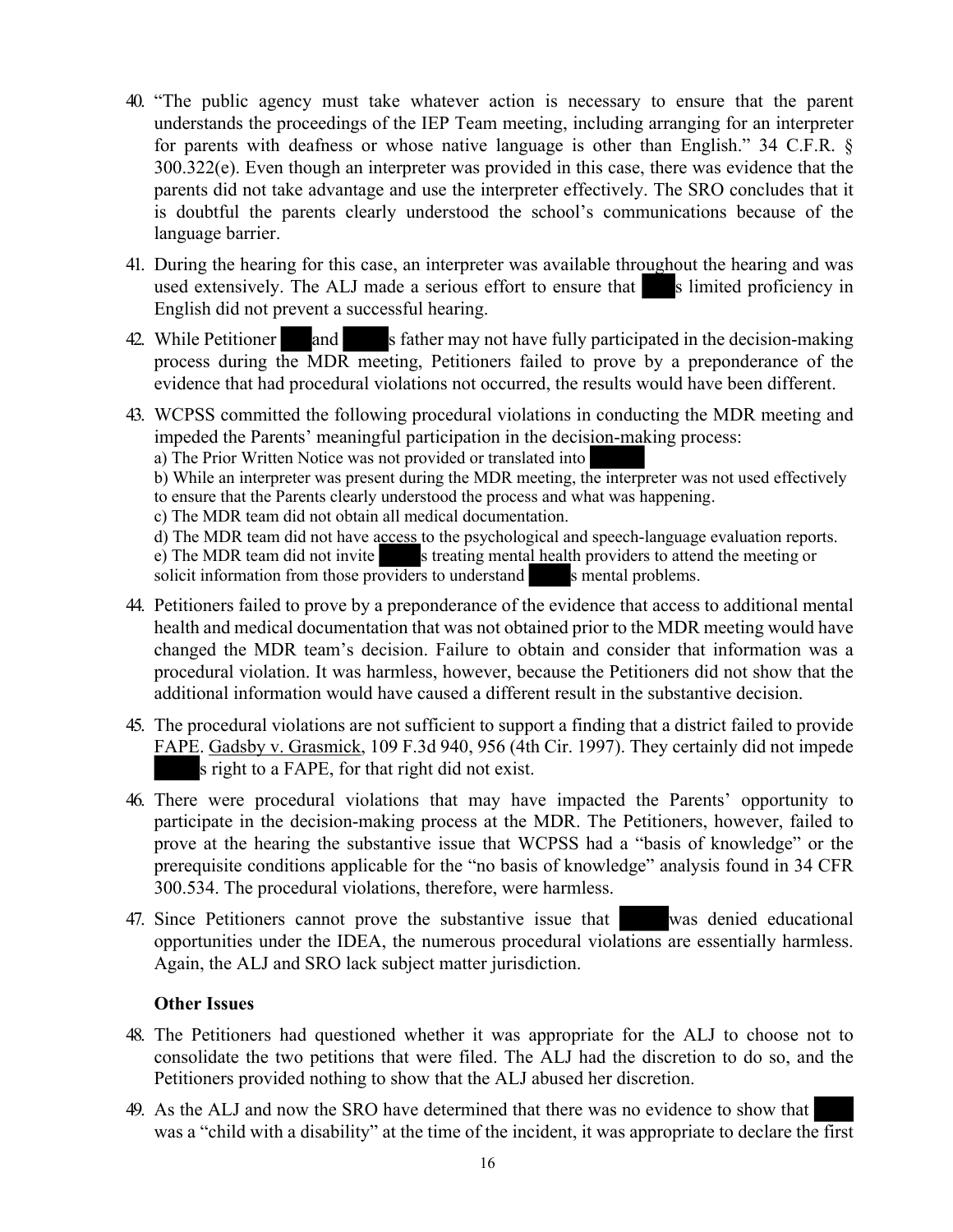40. "The public agency must take whatever action is necessary to ensure that the parent understands the proceedings of the IEP Team meeting, including arranging for an interpreter for parents with deafness or whose native language is other than English." 34 C.F.R. § 300.322(e). Even though an interpreter was provided in this case, there was evidence that the parents did not take advantage and use the interpreter effectively. The SRO concludes that it is doubtful the parents clearly understood the school's communications because of the language barrier.

41. During the hearing for this case, an interpreter was available throughout the hearing and was used extensively. The ALJ made a serious effort to ensure that ███'s limited proficiency in English did not prevent a successful hearing.

42. While Petitioner ███ and ███'s father may not have fully participated in the decision-making process during the MDR meeting, Petitioners failed to prove by a preponderance of the evidence that had procedural violations not occurred, the results would have been different.

43. WCPSS committed the following procedural violations in conducting the MDR meeting and impeded the Parents' meaningful participation in the decision-making process:
    a) The Prior Written Notice was not provided or translated into ███
    b) While an interpreter was present during the MDR meeting, the interpreter was not used effectively to ensure that the Parents clearly understood the process and what was happening.
    c) The MDR team did not obtain all medical documentation.
    d) The MDR team did not have access to the psychological and speech-language evaluation reports.
    e) The MDR team did not invite ███'s treating mental health providers to attend the meeting or solicit information from those providers to understand ███'s mental problems.

44. Petitioners failed to prove by a preponderance of the evidence that access to additional mental health and medical documentation that was not obtained prior to the MDR meeting would have changed the MDR team's decision. Failure to obtain and consider that information was a procedural violation. It was harmless, however, because the Petitioners did not show that the additional information would have caused a different result in the substantive decision.

45. The procedural violations are not sufficient to support a finding that a district failed to provide FAPE. Gadsby v. Grasmick, 109 F.3d 940, 956 (4th Cir. 1997). They certainly did not impede ███'s right to a FAPE, for that right did not exist.

46. There were procedural violations that may have impacted the Parents' opportunity to participate in the decision-making process at the MDR. The Petitioners, however, failed to prove at the hearing the substantive issue that WCPSS had a "basis of knowledge" or the prerequisite conditions applicable for the "no basis of knowledge" analysis found in 34 CFR 300.534. The procedural violations, therefore, were harmless.

47. Since Petitioners cannot prove the substantive issue that ███ was denied educational opportunities under the IDEA, the numerous procedural violations are essentially harmless. Again, the ALJ and SRO lack subject matter jurisdiction.

**Other Issues**

48. The Petitioners had questioned whether it was appropriate for the ALJ to choose not to consolidate the two petitions that were filed. The ALJ had the discretion to do so, and the Petitioners provided nothing to show that the ALJ abused her discretion.

49. As the ALJ and now the SRO have determined that there was no evidence to show that ███ was a "child with a disability" at the time of the incident, it was appropriate to declare the first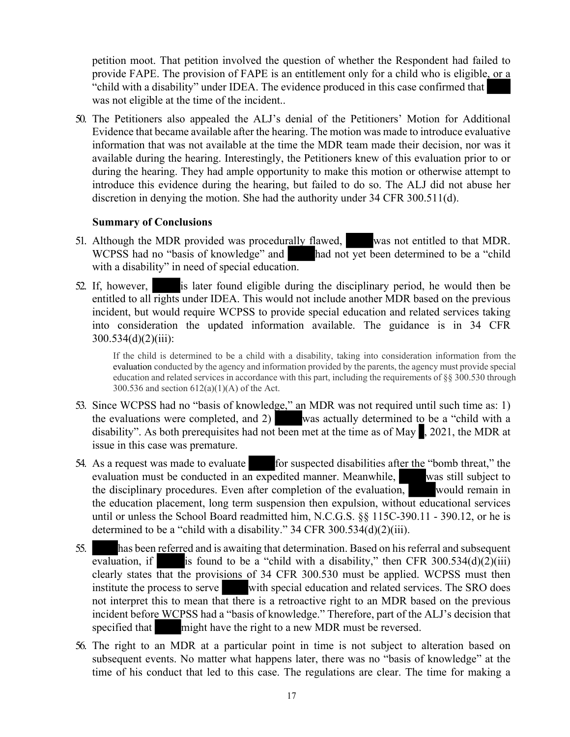petition moot. That petition involved the question of whether the Respondent had failed to provide FAPE. The provision of FAPE is an entitlement only for a child who is eligible, or a "child with a disability" under IDEA. The evidence produced in this case confirmed that ████ was not eligible at the time of the incident..

50. The Petitioners also appealed the ALJ's denial of the Petitioners' Motion for Additional Evidence that became available after the hearing. The motion was made to introduce evaluative information that was not available at the time the MDR team made their decision, nor was it available during the hearing. Interestingly, the Petitioners knew of this evaluation prior to or during the hearing. They had ample opportunity to make this motion or otherwise attempt to introduce this evidence during the hearing, but failed to do so. The ALJ did not abuse her discretion in denying the motion. She had the authority under 34 CFR 300.511(d).

**Summary of Conclusions**

51. Although the MDR provided was procedurally flawed, ████ was not entitled to that MDR. WCPSS had no "basis of knowledge" and ████ had not yet been determined to be a "child with a disability" in need of special education.

52. If, however, ████ is later found eligible during the disciplinary period, he would then be entitled to all rights under IDEA. This would not include another MDR based on the previous incident, but would require WCPSS to provide special education and related services taking into consideration the updated information available. The guidance is in 34 CFR 300.534(d)(2)(iii):

> If the child is determined to be a child with a disability, taking into consideration information from the evaluation conducted by the agency and information provided by the parents, the agency must provide special education and related services in accordance with this part, including the requirements of §§ 300.530 through 300.536 and section 612(a)(1)(A) of the Act.

53. Since WCPSS had no "basis of knowledge," an MDR was not required until such time as: 1) the evaluations were completed, and 2) ████ was actually determined to be a "child with a disability". As both prerequisites had not been met at the time as of May █, 2021, the MDR at issue in this case was premature.

54. As a request was made to evaluate ████ for suspected disabilities after the "bomb threat," the evaluation must be conducted in an expedited manner. Meanwhile, ████ was still subject to the disciplinary procedures. Even after completion of the evaluation, ████ would remain in the education placement, long term suspension then expulsion, without educational services until or unless the School Board readmitted him, N.C.G.S. §§ 115C-390.11 - 390.12, or he is determined to be a "child with a disability." 34 CFR 300.534(d)(2)(iii).

55. ████ has been referred and is awaiting that determination. Based on his referral and subsequent evaluation, if ████ is found to be a "child with a disability," then CFR 300.534(d)(2)(iii) clearly states that the provisions of 34 CFR 300.530 must be applied. WCPSS must then institute the process to serve ████ with special education and related services. The SRO does not interpret this to mean that there is a retroactive right to an MDR based on the previous incident before WCPSS had a "basis of knowledge." Therefore, part of the ALJ's decision that specified that ████ might have the right to a new MDR must be reversed.

56. The right to an MDR at a particular point in time is not subject to alteration based on subsequent events. No matter what happens later, there was no "basis of knowledge" at the time of his conduct that led to this case. The regulations are clear. The time for making a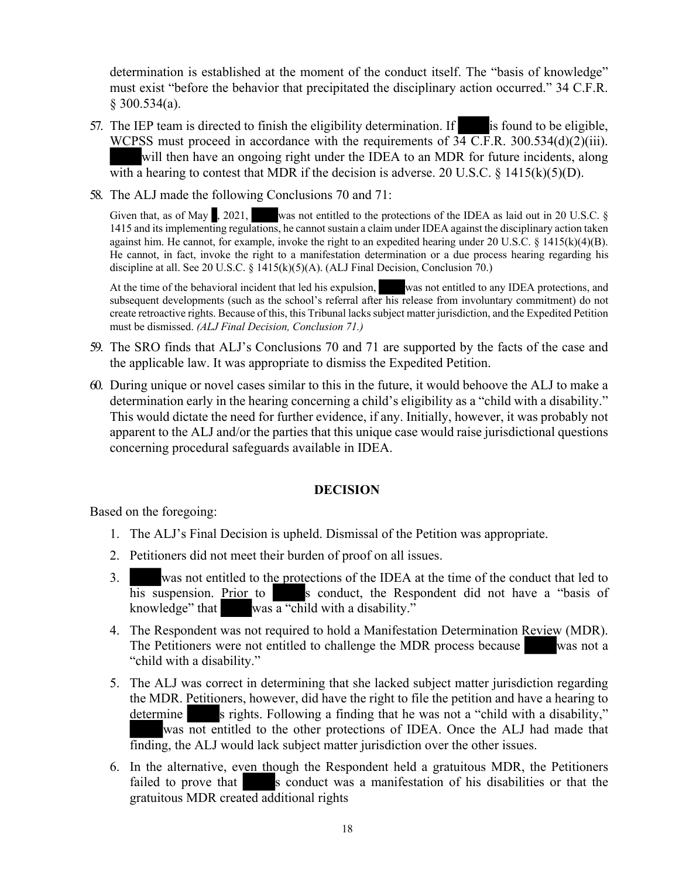determination is established at the moment of the conduct itself. The "basis of knowledge" must exist "before the behavior that precipitated the disciplinary action occurred." 34 C.F.R. § 300.534(a).

57. The IEP team is directed to finish the eligibility determination. If ████ is found to be eligible, WCPSS must proceed in accordance with the requirements of 34 C.F.R. 300.534(d)(2)(iii). ████ will then have an ongoing right under the IDEA to an MDR for future incidents, along with a hearing to contest that MDR if the decision is adverse. 20 U.S.C. § 1415(k)(5)(D).

58. The ALJ made the following Conclusions 70 and 71:

> Given that, as of May █, 2021, ████ was not entitled to the protections of the IDEA as laid out in 20 U.S.C. § 1415 and its implementing regulations, he cannot sustain a claim under IDEA against the disciplinary action taken against him. He cannot, for example, invoke the right to an expedited hearing under 20 U.S.C. § 1415(k)(4)(B). He cannot, in fact, invoke the right to a manifestation determination or a due process hearing regarding his discipline at all. See 20 U.S.C. § 1415(k)(5)(A). (ALJ Final Decision, Conclusion 70.)
>
> At the time of the behavioral incident that led his expulsion, ████ was not entitled to any IDEA protections, and subsequent developments (such as the school's referral after his release from involuntary commitment) do not create retroactive rights. Because of this, this Tribunal lacks subject matter jurisdiction, and the Expedited Petition must be dismissed. *(ALJ Final Decision, Conclusion 71.)*

59. The SRO finds that ALJ's Conclusions 70 and 71 are supported by the facts of the case and the applicable law. It was appropriate to dismiss the Expedited Petition.

60. During unique or novel cases similar to this in the future, it would behoove the ALJ to make a determination early in the hearing concerning a child's eligibility as a "child with a disability." This would dictate the need for further evidence, if any. Initially, however, it was probably not apparent to the ALJ and/or the parties that this unique case would raise jurisdictional questions concerning procedural safeguards available in IDEA.

## DECISION

Based on the foregoing:

1. The ALJ's Final Decision is upheld. Dismissal of the Petition was appropriate.
2. Petitioners did not meet their burden of proof on all issues.
3. ████ was not entitled to the protections of the IDEA at the time of the conduct that led to his suspension. Prior to ████s conduct, the Respondent did not have a "basis of knowledge" that ████ was a "child with a disability."
4. The Respondent was not required to hold a Manifestation Determination Review (MDR). The Petitioners were not entitled to challenge the MDR process because ████ was not a "child with a disability."
5. The ALJ was correct in determining that she lacked subject matter jurisdiction regarding the MDR. Petitioners, however, did have the right to file the petition and have a hearing to determine ████s rights. Following a finding that he was not a "child with a disability," ████ was not entitled to the other protections of IDEA. Once the ALJ had made that finding, the ALJ would lack subject matter jurisdiction over the other issues.
6. In the alternative, even though the Respondent held a gratuitous MDR, the Petitioners failed to prove that ████s conduct was a manifestation of his disabilities or that the gratuitous MDR created additional rights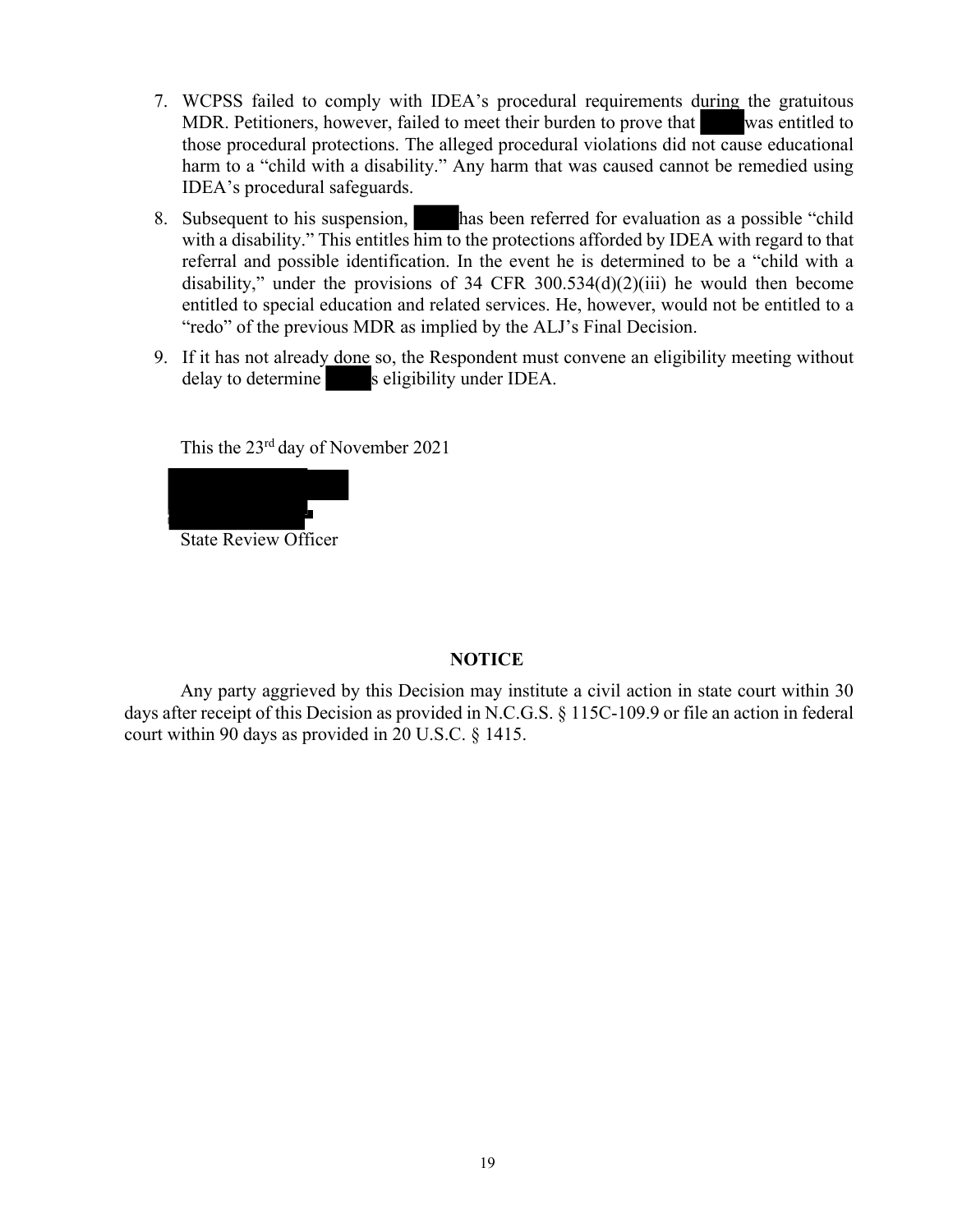7. WCPSS failed to comply with IDEA's procedural requirements during the gratuitous MDR. Petitioners, however, failed to meet their burden to prove that [REDACTED] was entitled to those procedural protections. The alleged procedural violations did not cause educational harm to a "child with a disability." Any harm that was caused cannot be remedied using IDEA's procedural safeguards.
8. Subsequent to his suspension, [REDACTED] has been referred for evaluation as a possible "child with a disability." This entitles him to the protections afforded by IDEA with regard to that referral and possible identification. In the event he is determined to be a "child with a disability," under the provisions of 34 CFR 300.534(d)(2)(iii) he would then become entitled to special education and related services. He, however, would not be entitled to a "redo" of the previous MDR as implied by the ALJ's Final Decision.
9. If it has not already done so, the Respondent must convene an eligibility meeting without delay to determine [REDACTED]s eligibility under IDEA.

This the 23rd day of November 2021

[REDACTED]

State Review Officer

**NOTICE**

Any party aggrieved by this Decision may institute a civil action in state court within 30 days after receipt of this Decision as provided in N.C.G.S. § 115C-109.9 or file an action in federal court within 90 days as provided in 20 U.S.C. § 1415.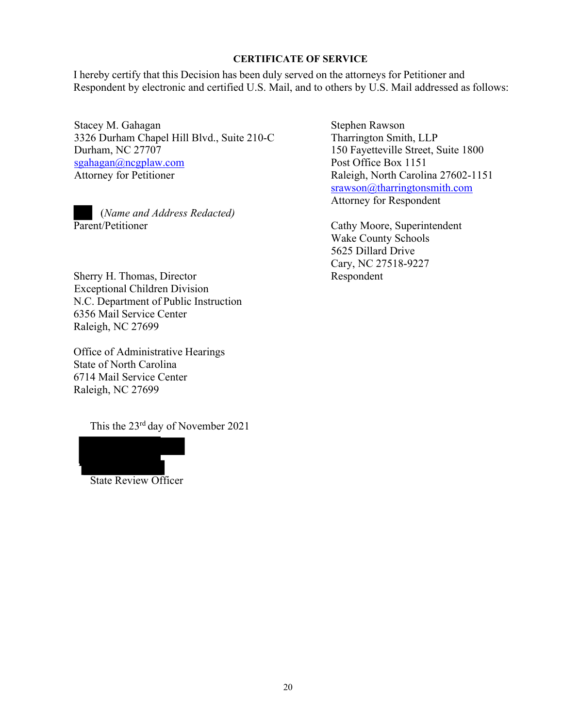**CERTIFICATE OF SERVICE**

I hereby certify that this Decision has been duly served on the attorneys for Petitioner and Respondent by electronic and certified U.S. Mail, and to others by U.S. Mail addressed as follows:

Stacey M. Gahagan
3326 Durham Chapel Hill Blvd., Suite 210-C
Durham, NC 27707
sgahagan@ncgplaw.com
Attorney for Petitioner

(*Name and Address Redacted)*
Parent/Petitioner

Stephen Rawson
Tharrington Smith, LLP
150 Fayetteville Street, Suite 1800
Post Office Box 1151
Raleigh, North Carolina 27602-1151
srawson@tharringtonsmith.com
Attorney for Respondent

Cathy Moore, Superintendent
Wake County Schools
5625 Dillard Drive
Cary, NC 27518-9227
Respondent

Sherry H. Thomas, Director
Exceptional Children Division
N.C. Department of Public Instruction
6356 Mail Service Center
Raleigh, NC 27699

Office of Administrative Hearings
State of North Carolina
6714 Mail Service Center
Raleigh, NC 27699

This the 23rd day of November 2021

State Review Officer